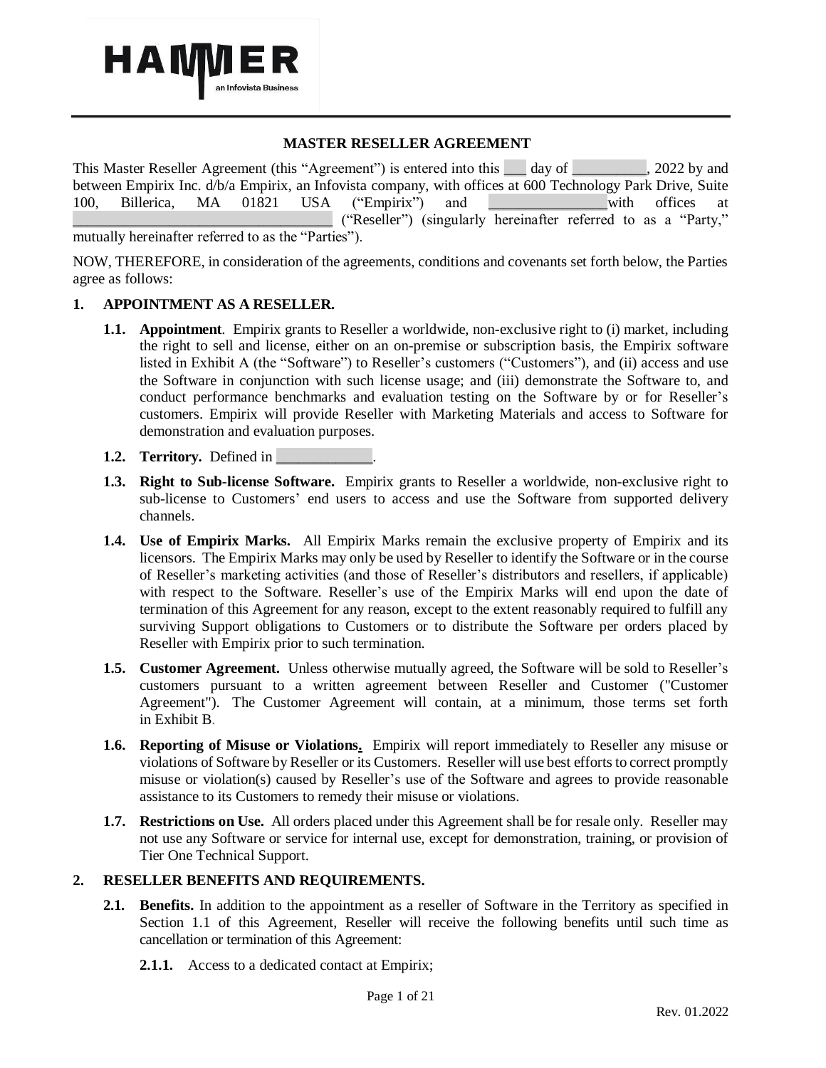# MASTER RESELLER AGREEMENT

This Master Reseller Agreement (this "Agreement") is entered into this ___ day of __________, 2022 by and between Empirix Inc. d/b/a Empirix, an Infovista company, with offices at 600 Technology Park Drive, Suite 100, Billerica, MA 01821 USA ("Empirix") and ________________with offices at __________________________________ ("Reseller") (singularly hereinafter referred to as a "Party," mutually hereinafter referred to as the "Parties").

NOW, THEREFORE, in consideration of the agreements, conditions and covenants set forth below, the Parties agree as follows:

## 1. APPOINTMENT AS A RESELLER.

**1.1. Appointment**. Empirix grants to Reseller a worldwide, non-exclusive right to (i) market, including the right to sell and license, either on an on-premise or subscription basis, the Empirix software listed in Exhibit A (the "Software") to Reseller's customers ("Customers"), and (ii) access and use the Software in conjunction with such license usage; and (iii) demonstrate the Software to, and conduct performance benchmarks and evaluation testing on the Software by or for Reseller's customers. Empirix will provide Reseller with Marketing Materials and access to Software for demonstration and evaluation purposes.

**1.2. Territory.** Defined in _____________.

**1.3. Right to Sub-license Software.** Empirix grants to Reseller a worldwide, non-exclusive right to sub-license to Customers' end users to access and use the Software from supported delivery channels.

**1.4. Use of Empirix Marks.** All Empirix Marks remain the exclusive property of Empirix and its licensors. The Empirix Marks may only be used by Reseller to identify the Software or in the course of Reseller's marketing activities (and those of Reseller's distributors and resellers, if applicable) with respect to the Software. Reseller's use of the Empirix Marks will end upon the date of termination of this Agreement for any reason, except to the extent reasonably required to fulfill any surviving Support obligations to Customers or to distribute the Software per orders placed by Reseller with Empirix prior to such termination.

**1.5. Customer Agreement.** Unless otherwise mutually agreed, the Software will be sold to Reseller's customers pursuant to a written agreement between Reseller and Customer ("Customer Agreement"). The Customer Agreement will contain, at a minimum, those terms set forth in Exhibit B.

**1.6. Reporting of Misuse or Violations.** Empirix will report immediately to Reseller any misuse or violations of Software by Reseller or its Customers. Reseller will use best efforts to correct promptly misuse or violation(s) caused by Reseller's use of the Software and agrees to provide reasonable assistance to its Customers to remedy their misuse or violations.

**1.7. Restrictions on Use.** All orders placed under this Agreement shall be for resale only. Reseller may not use any Software or service for internal use, except for demonstration, training, or provision of Tier One Technical Support.

## 2. RESELLER BENEFITS AND REQUIREMENTS.

**2.1. Benefits.** In addition to the appointment as a reseller of Software in the Territory as specified in Section 1.1 of this Agreement, Reseller will receive the following benefits until such time as cancellation or termination of this Agreement:

**2.1.1.** Access to a dedicated contact at Empirix;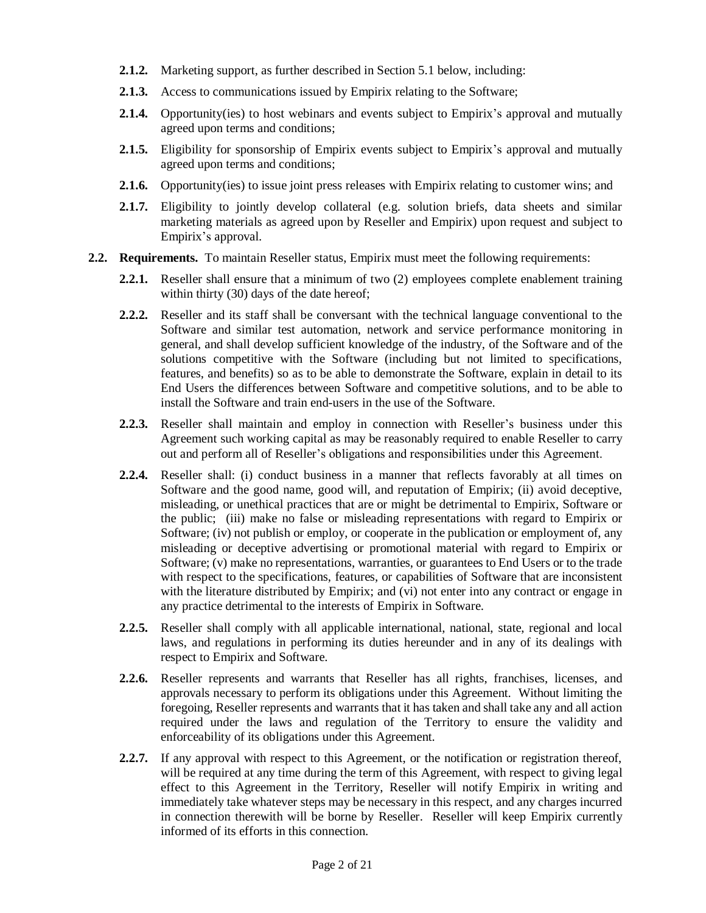**2.1.2.** Marketing support, as further described in Section 5.1 below, including:

**2.1.3.** Access to communications issued by Empirix relating to the Software;

**2.1.4.** Opportunity(ies) to host webinars and events subject to Empirix's approval and mutually agreed upon terms and conditions;

**2.1.5.** Eligibility for sponsorship of Empirix events subject to Empirix's approval and mutually agreed upon terms and conditions;

**2.1.6.** Opportunity(ies) to issue joint press releases with Empirix relating to customer wins; and

**2.1.7.** Eligibility to jointly develop collateral (e.g. solution briefs, data sheets and similar marketing materials as agreed upon by Reseller and Empirix) upon request and subject to Empirix's approval.

**2.2. Requirements.** To maintain Reseller status, Empirix must meet the following requirements:

**2.2.1.** Reseller shall ensure that a minimum of two (2) employees complete enablement training within thirty (30) days of the date hereof;

**2.2.2.** Reseller and its staff shall be conversant with the technical language conventional to the Software and similar test automation, network and service performance monitoring in general, and shall develop sufficient knowledge of the industry, of the Software and of the solutions competitive with the Software (including but not limited to specifications, features, and benefits) so as to be able to demonstrate the Software, explain in detail to its End Users the differences between Software and competitive solutions, and to be able to install the Software and train end-users in the use of the Software.

**2.2.3.** Reseller shall maintain and employ in connection with Reseller's business under this Agreement such working capital as may be reasonably required to enable Reseller to carry out and perform all of Reseller's obligations and responsibilities under this Agreement.

**2.2.4.** Reseller shall: (i) conduct business in a manner that reflects favorably at all times on Software and the good name, good will, and reputation of Empirix; (ii) avoid deceptive, misleading, or unethical practices that are or might be detrimental to Empirix, Software or the public; (iii) make no false or misleading representations with regard to Empirix or Software; (iv) not publish or employ, or cooperate in the publication or employment of, any misleading or deceptive advertising or promotional material with regard to Empirix or Software; (v) make no representations, warranties, or guarantees to End Users or to the trade with respect to the specifications, features, or capabilities of Software that are inconsistent with the literature distributed by Empirix; and (vi) not enter into any contract or engage in any practice detrimental to the interests of Empirix in Software.

**2.2.5.** Reseller shall comply with all applicable international, national, state, regional and local laws, and regulations in performing its duties hereunder and in any of its dealings with respect to Empirix and Software.

**2.2.6.** Reseller represents and warrants that Reseller has all rights, franchises, licenses, and approvals necessary to perform its obligations under this Agreement. Without limiting the foregoing, Reseller represents and warrants that it has taken and shall take any and all action required under the laws and regulation of the Territory to ensure the validity and enforceability of its obligations under this Agreement.

**2.2.7.** If any approval with respect to this Agreement, or the notification or registration thereof, will be required at any time during the term of this Agreement, with respect to giving legal effect to this Agreement in the Territory, Reseller will notify Empirix in writing and immediately take whatever steps may be necessary in this respect, and any charges incurred in connection therewith will be borne by Reseller. Reseller will keep Empirix currently informed of its efforts in this connection.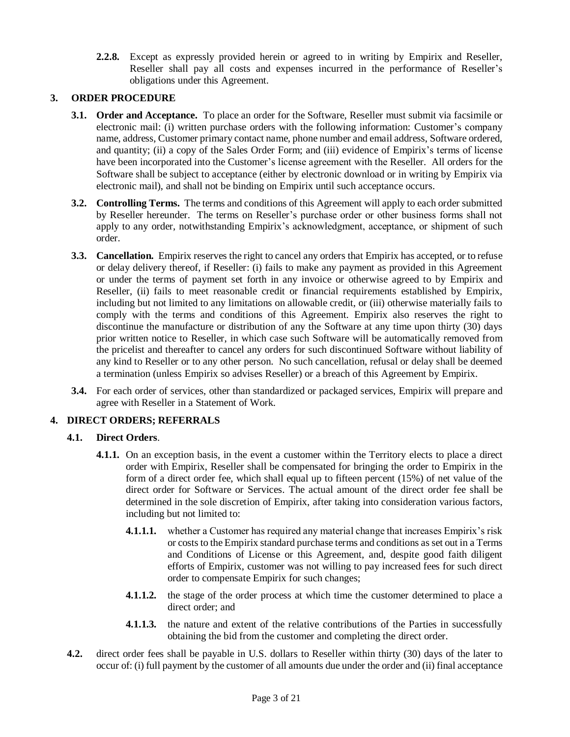**2.2.8.** Except as expressly provided herein or agreed to in writing by Empirix and Reseller, Reseller shall pay all costs and expenses incurred in the performance of Reseller's obligations under this Agreement.

## 3. ORDER PROCEDURE

**3.1. Order and Acceptance.** To place an order for the Software, Reseller must submit via facsimile or electronic mail: (i) written purchase orders with the following information: Customer's company name, address, Customer primary contact name, phone number and email address, Software ordered, and quantity; (ii) a copy of the Sales Order Form; and (iii) evidence of Empirix's terms of license have been incorporated into the Customer's license agreement with the Reseller. All orders for the Software shall be subject to acceptance (either by electronic download or in writing by Empirix via electronic mail), and shall not be binding on Empirix until such acceptance occurs.

**3.2. Controlling Terms.** The terms and conditions of this Agreement will apply to each order submitted by Reseller hereunder. The terms on Reseller's purchase order or other business forms shall not apply to any order, notwithstanding Empirix's acknowledgment, acceptance, or shipment of such order.

**3.3. Cancellation.** Empirix reserves the right to cancel any orders that Empirix has accepted, or to refuse or delay delivery thereof, if Reseller: (i) fails to make any payment as provided in this Agreement or under the terms of payment set forth in any invoice or otherwise agreed to by Empirix and Reseller, (ii) fails to meet reasonable credit or financial requirements established by Empirix, including but not limited to any limitations on allowable credit, or (iii) otherwise materially fails to comply with the terms and conditions of this Agreement. Empirix also reserves the right to discontinue the manufacture or distribution of any the Software at any time upon thirty (30) days prior written notice to Reseller, in which case such Software will be automatically removed from the pricelist and thereafter to cancel any orders for such discontinued Software without liability of any kind to Reseller or to any other person. No such cancellation, refusal or delay shall be deemed a termination (unless Empirix so advises Reseller) or a breach of this Agreement by Empirix.

**3.4.** For each order of services, other than standardized or packaged services, Empirix will prepare and agree with Reseller in a Statement of Work.

## 4. DIRECT ORDERS; REFERRALS

**4.1. Direct Orders**.

**4.1.1.** On an exception basis, in the event a customer within the Territory elects to place a direct order with Empirix, Reseller shall be compensated for bringing the order to Empirix in the form of a direct order fee, which shall equal up to fifteen percent (15%) of net value of the direct order for Software or Services. The actual amount of the direct order fee shall be determined in the sole discretion of Empirix, after taking into consideration various factors, including but not limited to:

**4.1.1.1.** whether a Customer has required any material change that increases Empirix's risk or costs to the Empirix standard purchase terms and conditions as set out in a Terms and Conditions of License or this Agreement, and, despite good faith diligent efforts of Empirix, customer was not willing to pay increased fees for such direct order to compensate Empirix for such changes;

**4.1.1.2.** the stage of the order process at which time the customer determined to place a direct order; and

**4.1.1.3.** the nature and extent of the relative contributions of the Parties in successfully obtaining the bid from the customer and completing the direct order.

**4.2.** direct order fees shall be payable in U.S. dollars to Reseller within thirty (30) days of the later to occur of: (i) full payment by the customer of all amounts due under the order and (ii) final acceptance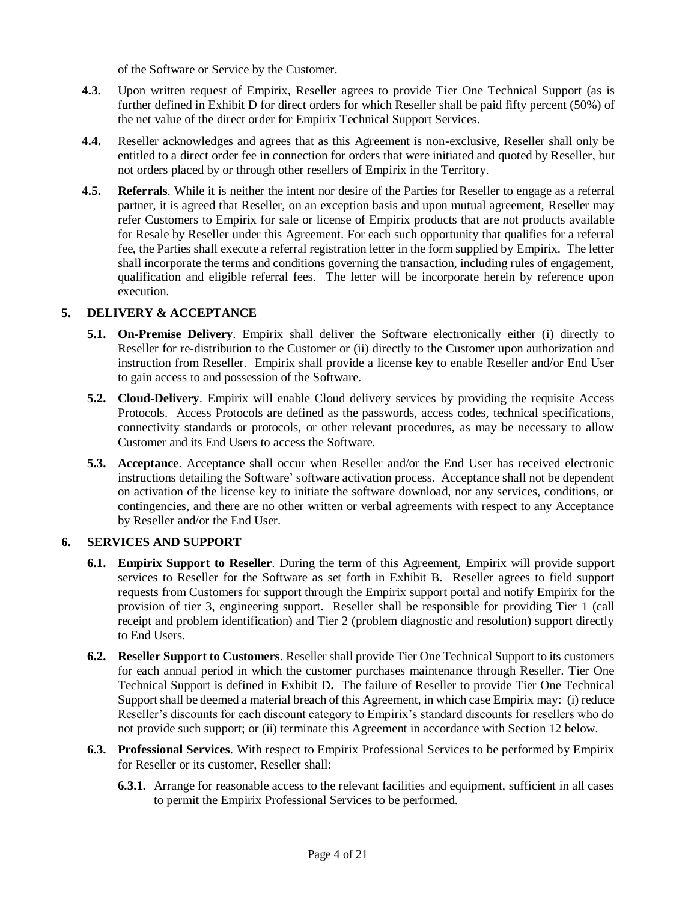of the Software or Service by the Customer.

**4.3.** Upon written request of Empirix, Reseller agrees to provide Tier One Technical Support (as is further defined in Exhibit D for direct orders for which Reseller shall be paid fifty percent (50%) of the net value of the direct order for Empirix Technical Support Services.

**4.4.** Reseller acknowledges and agrees that as this Agreement is non-exclusive, Reseller shall only be entitled to a direct order fee in connection for orders that were initiated and quoted by Reseller, but not orders placed by or through other resellers of Empirix in the Territory.

**4.5.** **Referrals**. While it is neither the intent nor desire of the Parties for Reseller to engage as a referral partner, it is agreed that Reseller, on an exception basis and upon mutual agreement, Reseller may refer Customers to Empirix for sale or license of Empirix products that are not products available for Resale by Reseller under this Agreement. For each such opportunity that qualifies for a referral fee, the Parties shall execute a referral registration letter in the form supplied by Empirix. The letter shall incorporate the terms and conditions governing the transaction, including rules of engagement, qualification and eligible referral fees. The letter will be incorporate herein by reference upon execution.

## 5. DELIVERY & ACCEPTANCE

**5.1.** **On-Premise Delivery**. Empirix shall deliver the Software electronically either (i) directly to Reseller for re-distribution to the Customer or (ii) directly to the Customer upon authorization and instruction from Reseller. Empirix shall provide a license key to enable Reseller and/or End User to gain access to and possession of the Software.

**5.2.** **Cloud-Delivery**. Empirix will enable Cloud delivery services by providing the requisite Access Protocols. Access Protocols are defined as the passwords, access codes, technical specifications, connectivity standards or protocols, or other relevant procedures, as may be necessary to allow Customer and its End Users to access the Software.

**5.3.** **Acceptance**. Acceptance shall occur when Reseller and/or the End User has received electronic instructions detailing the Software' software activation process. Acceptance shall not be dependent on activation of the license key to initiate the software download, nor any services, conditions, or contingencies, and there are no other written or verbal agreements with respect to any Acceptance by Reseller and/or the End User.

## 6. SERVICES AND SUPPORT

**6.1.** **Empirix Support to Reseller**. During the term of this Agreement, Empirix will provide support services to Reseller for the Software as set forth in Exhibit B. Reseller agrees to field support requests from Customers for support through the Empirix support portal and notify Empirix for the provision of tier 3, engineering support. Reseller shall be responsible for providing Tier 1 (call receipt and problem identification) and Tier 2 (problem diagnostic and resolution) support directly to End Users.

**6.2.** **Reseller Support to Customers**. Reseller shall provide Tier One Technical Support to its customers for each annual period in which the customer purchases maintenance through Reseller. Tier One Technical Support is defined in Exhibit D**.** The failure of Reseller to provide Tier One Technical Support shall be deemed a material breach of this Agreement, in which case Empirix may: (i) reduce Reseller's discounts for each discount category to Empirix's standard discounts for resellers who do not provide such support; or (ii) terminate this Agreement in accordance with Section 12 below.

**6.3.** **Professional Services**. With respect to Empirix Professional Services to be performed by Empirix for Reseller or its customer, Reseller shall:

**6.3.1.** Arrange for reasonable access to the relevant facilities and equipment, sufficient in all cases to permit the Empirix Professional Services to be performed.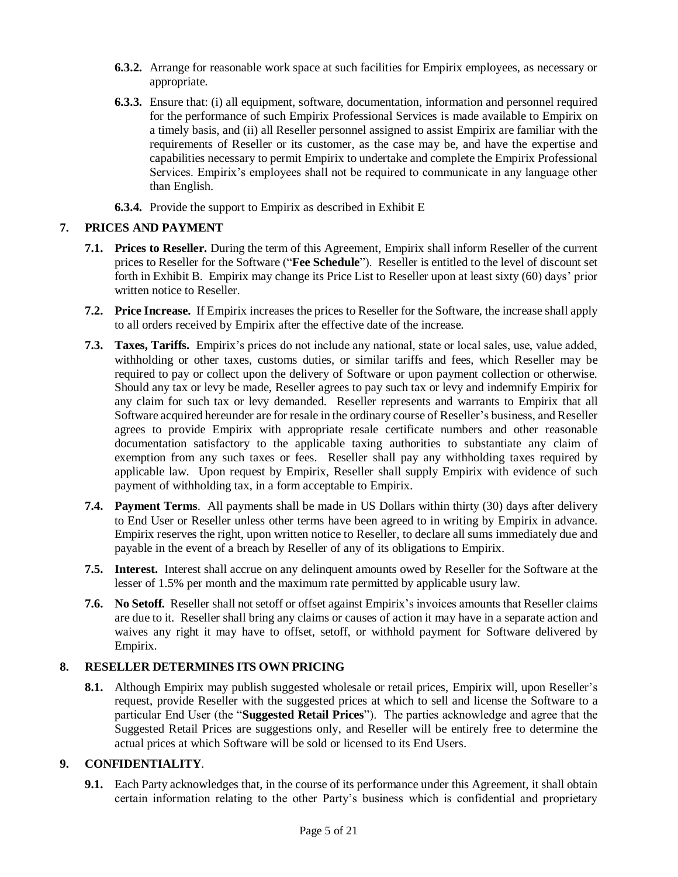**6.3.2.** Arrange for reasonable work space at such facilities for Empirix employees, as necessary or appropriate.

**6.3.3.** Ensure that: (i) all equipment, software, documentation, information and personnel required for the performance of such Empirix Professional Services is made available to Empirix on a timely basis, and (ii) all Reseller personnel assigned to assist Empirix are familiar with the requirements of Reseller or its customer, as the case may be, and have the expertise and capabilities necessary to permit Empirix to undertake and complete the Empirix Professional Services. Empirix's employees shall not be required to communicate in any language other than English.

**6.3.4.** Provide the support to Empirix as described in Exhibit E

## 7. PRICES AND PAYMENT

**7.1. Prices to Reseller.** During the term of this Agreement, Empirix shall inform Reseller of the current prices to Reseller for the Software ("**Fee Schedule**"). Reseller is entitled to the level of discount set forth in Exhibit B. Empirix may change its Price List to Reseller upon at least sixty (60) days' prior written notice to Reseller.

**7.2. Price Increase.** If Empirix increases the prices to Reseller for the Software, the increase shall apply to all orders received by Empirix after the effective date of the increase.

**7.3. Taxes, Tariffs.** Empirix's prices do not include any national, state or local sales, use, value added, withholding or other taxes, customs duties, or similar tariffs and fees, which Reseller may be required to pay or collect upon the delivery of Software or upon payment collection or otherwise. Should any tax or levy be made, Reseller agrees to pay such tax or levy and indemnify Empirix for any claim for such tax or levy demanded. Reseller represents and warrants to Empirix that all Software acquired hereunder are for resale in the ordinary course of Reseller's business, and Reseller agrees to provide Empirix with appropriate resale certificate numbers and other reasonable documentation satisfactory to the applicable taxing authorities to substantiate any claim of exemption from any such taxes or fees. Reseller shall pay any withholding taxes required by applicable law. Upon request by Empirix, Reseller shall supply Empirix with evidence of such payment of withholding tax, in a form acceptable to Empirix.

**7.4. Payment Terms**. All payments shall be made in US Dollars within thirty (30) days after delivery to End User or Reseller unless other terms have been agreed to in writing by Empirix in advance. Empirix reserves the right, upon written notice to Reseller, to declare all sums immediately due and payable in the event of a breach by Reseller of any of its obligations to Empirix.

**7.5. Interest.** Interest shall accrue on any delinquent amounts owed by Reseller for the Software at the lesser of 1.5% per month and the maximum rate permitted by applicable usury law.

**7.6. No Setoff.** Reseller shall not setoff or offset against Empirix's invoices amounts that Reseller claims are due to it. Reseller shall bring any claims or causes of action it may have in a separate action and waives any right it may have to offset, setoff, or withhold payment for Software delivered by Empirix.

## 8. RESELLER DETERMINES ITS OWN PRICING

**8.1.** Although Empirix may publish suggested wholesale or retail prices, Empirix will, upon Reseller's request, provide Reseller with the suggested prices at which to sell and license the Software to a particular End User (the "**Suggested Retail Prices**"). The parties acknowledge and agree that the Suggested Retail Prices are suggestions only, and Reseller will be entirely free to determine the actual prices at which Software will be sold or licensed to its End Users.

## 9. CONFIDENTIALITY.

**9.1.** Each Party acknowledges that, in the course of its performance under this Agreement, it shall obtain certain information relating to the other Party's business which is confidential and proprietary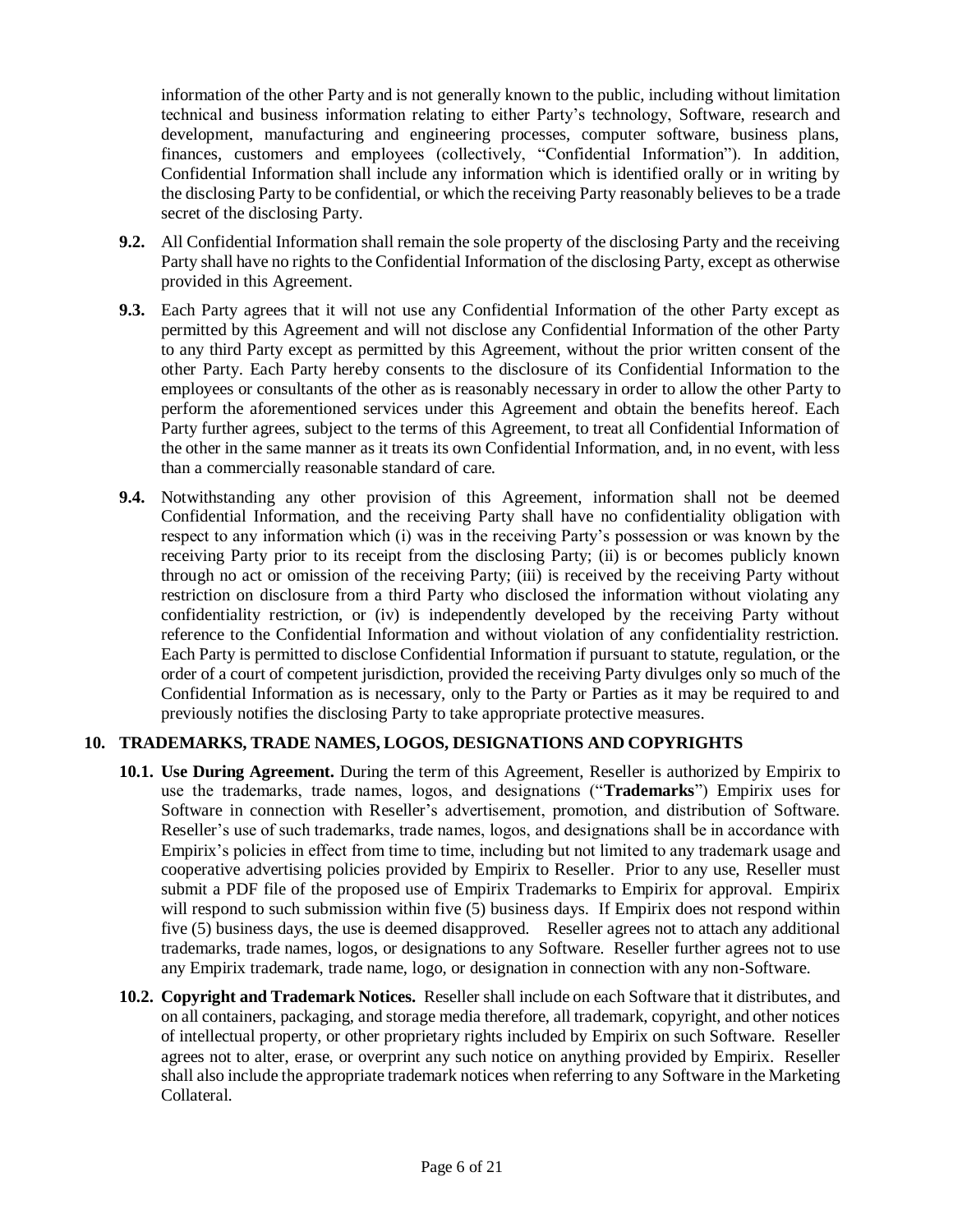information of the other Party and is not generally known to the public, including without limitation technical and business information relating to either Party's technology, Software, research and development, manufacturing and engineering processes, computer software, business plans, finances, customers and employees (collectively, "Confidential Information"). In addition, Confidential Information shall include any information which is identified orally or in writing by the disclosing Party to be confidential, or which the receiving Party reasonably believes to be a trade secret of the disclosing Party.

**9.2.** All Confidential Information shall remain the sole property of the disclosing Party and the receiving Party shall have no rights to the Confidential Information of the disclosing Party, except as otherwise provided in this Agreement.

**9.3.** Each Party agrees that it will not use any Confidential Information of the other Party except as permitted by this Agreement and will not disclose any Confidential Information of the other Party to any third Party except as permitted by this Agreement, without the prior written consent of the other Party. Each Party hereby consents to the disclosure of its Confidential Information to the employees or consultants of the other as is reasonably necessary in order to allow the other Party to perform the aforementioned services under this Agreement and obtain the benefits hereof. Each Party further agrees, subject to the terms of this Agreement, to treat all Confidential Information of the other in the same manner as it treats its own Confidential Information, and, in no event, with less than a commercially reasonable standard of care.

**9.4.** Notwithstanding any other provision of this Agreement, information shall not be deemed Confidential Information, and the receiving Party shall have no confidentiality obligation with respect to any information which (i) was in the receiving Party's possession or was known by the receiving Party prior to its receipt from the disclosing Party; (ii) is or becomes publicly known through no act or omission of the receiving Party; (iii) is received by the receiving Party without restriction on disclosure from a third Party who disclosed the information without violating any confidentiality restriction, or (iv) is independently developed by the receiving Party without reference to the Confidential Information and without violation of any confidentiality restriction. Each Party is permitted to disclose Confidential Information if pursuant to statute, regulation, or the order of a court of competent jurisdiction, provided the receiving Party divulges only so much of the Confidential Information as is necessary, only to the Party or Parties as it may be required to and previously notifies the disclosing Party to take appropriate protective measures.

## 10. TRADEMARKS, TRADE NAMES, LOGOS, DESIGNATIONS AND COPYRIGHTS

**10.1. Use During Agreement.** During the term of this Agreement, Reseller is authorized by Empirix to use the trademarks, trade names, logos, and designations ("**Trademarks**") Empirix uses for Software in connection with Reseller's advertisement, promotion, and distribution of Software. Reseller's use of such trademarks, trade names, logos, and designations shall be in accordance with Empirix's policies in effect from time to time, including but not limited to any trademark usage and cooperative advertising policies provided by Empirix to Reseller. Prior to any use, Reseller must submit a PDF file of the proposed use of Empirix Trademarks to Empirix for approval. Empirix will respond to such submission within five (5) business days. If Empirix does not respond within five (5) business days, the use is deemed disapproved. Reseller agrees not to attach any additional trademarks, trade names, logos, or designations to any Software. Reseller further agrees not to use any Empirix trademark, trade name, logo, or designation in connection with any non-Software.

**10.2. Copyright and Trademark Notices.** Reseller shall include on each Software that it distributes, and on all containers, packaging, and storage media therefore, all trademark, copyright, and other notices of intellectual property, or other proprietary rights included by Empirix on such Software. Reseller agrees not to alter, erase, or overprint any such notice on anything provided by Empirix. Reseller shall also include the appropriate trademark notices when referring to any Software in the Marketing Collateral.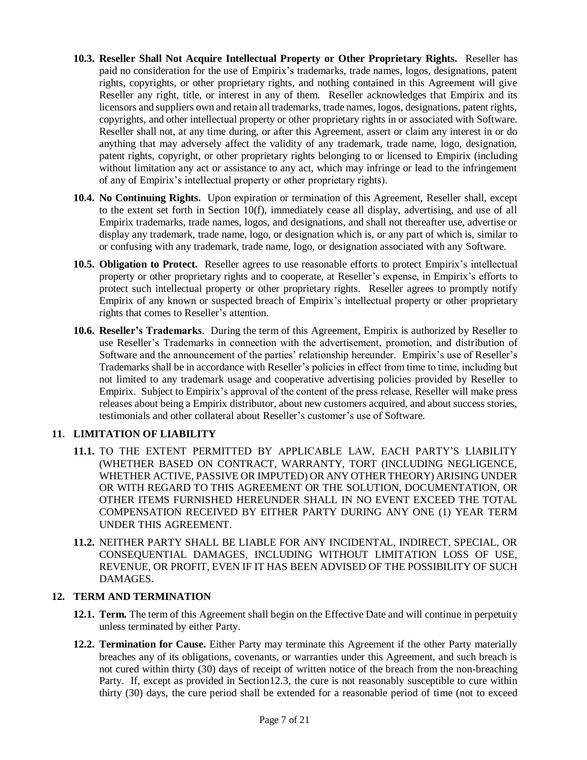**10.3. Reseller Shall Not Acquire Intellectual Property or Other Proprietary Rights.** Reseller has paid no consideration for the use of Empirix's trademarks, trade names, logos, designations, patent rights, copyrights, or other proprietary rights, and nothing contained in this Agreement will give Reseller any right, title, or interest in any of them. Reseller acknowledges that Empirix and its licensors and suppliers own and retain all trademarks, trade names, logos, designations, patent rights, copyrights, and other intellectual property or other proprietary rights in or associated with Software. Reseller shall not, at any time during, or after this Agreement, assert or claim any interest in or do anything that may adversely affect the validity of any trademark, trade name, logo, designation, patent rights, copyright, or other proprietary rights belonging to or licensed to Empirix (including without limitation any act or assistance to any act, which may infringe or lead to the infringement of any of Empirix's intellectual property or other proprietary rights).

**10.4. No Continuing Rights.** Upon expiration or termination of this Agreement, Reseller shall, except to the extent set forth in Section 10(f), immediately cease all display, advertising, and use of all Empirix trademarks, trade names, logos, and designations, and shall not thereafter use, advertise or display any trademark, trade name, logo, or designation which is, or any part of which is, similar to or confusing with any trademark, trade name, logo, or designation associated with any Software.

**10.5. Obligation to Protect.** Reseller agrees to use reasonable efforts to protect Empirix's intellectual property or other proprietary rights and to cooperate, at Reseller's expense, in Empirix's efforts to protect such intellectual property or other proprietary rights. Reseller agrees to promptly notify Empirix of any known or suspected breach of Empirix's intellectual property or other proprietary rights that comes to Reseller's attention.

**10.6. Reseller's Trademarks**. During the term of this Agreement, Empirix is authorized by Reseller to use Reseller's Trademarks in connection with the advertisement, promotion, and distribution of Software and the announcement of the parties' relationship hereunder. Empirix's use of Reseller's Trademarks shall be in accordance with Reseller's policies in effect from time to time, including but not limited to any trademark usage and cooperative advertising policies provided by Reseller to Empirix. Subject to Empirix's approval of the content of the press release, Reseller will make press releases about being a Empirix distributor, about new customers acquired, and about success stories, testimonials and other collateral about Reseller's customer's use of Software.

## 11. LIMITATION OF LIABILITY

**11.1.** TO THE EXTENT PERMITTED BY APPLICABLE LAW, EACH PARTY'S LIABILITY (WHETHER BASED ON CONTRACT, WARRANTY, TORT (INCLUDING NEGLIGENCE, WHETHER ACTIVE, PASSIVE OR IMPUTED) OR ANY OTHER THEORY) ARISING UNDER OR WITH REGARD TO THIS AGREEMENT OR THE SOLUTION, DOCUMENTATION, OR OTHER ITEMS FURNISHED HEREUNDER SHALL IN NO EVENT EXCEED THE TOTAL COMPENSATION RECEIVED BY EITHER PARTY DURING ANY ONE (1) YEAR TERM UNDER THIS AGREEMENT.

**11.2.** NEITHER PARTY SHALL BE LIABLE FOR ANY INCIDENTAL, INDIRECT, SPECIAL, OR CONSEQUENTIAL DAMAGES, INCLUDING WITHOUT LIMITATION LOSS OF USE, REVENUE, OR PROFIT, EVEN IF IT HAS BEEN ADVISED OF THE POSSIBILITY OF SUCH DAMAGES.

## 12. TERM AND TERMINATION

**12.1. Term.** The term of this Agreement shall begin on the Effective Date and will continue in perpetuity unless terminated by either Party.

**12.2. Termination for Cause.** Either Party may terminate this Agreement if the other Party materially breaches any of its obligations, covenants, or warranties under this Agreement, and such breach is not cured within thirty (30) days of receipt of written notice of the breach from the non-breaching Party. If, except as provided in Section12.3, the cure is not reasonably susceptible to cure within thirty (30) days, the cure period shall be extended for a reasonable period of time (not to exceed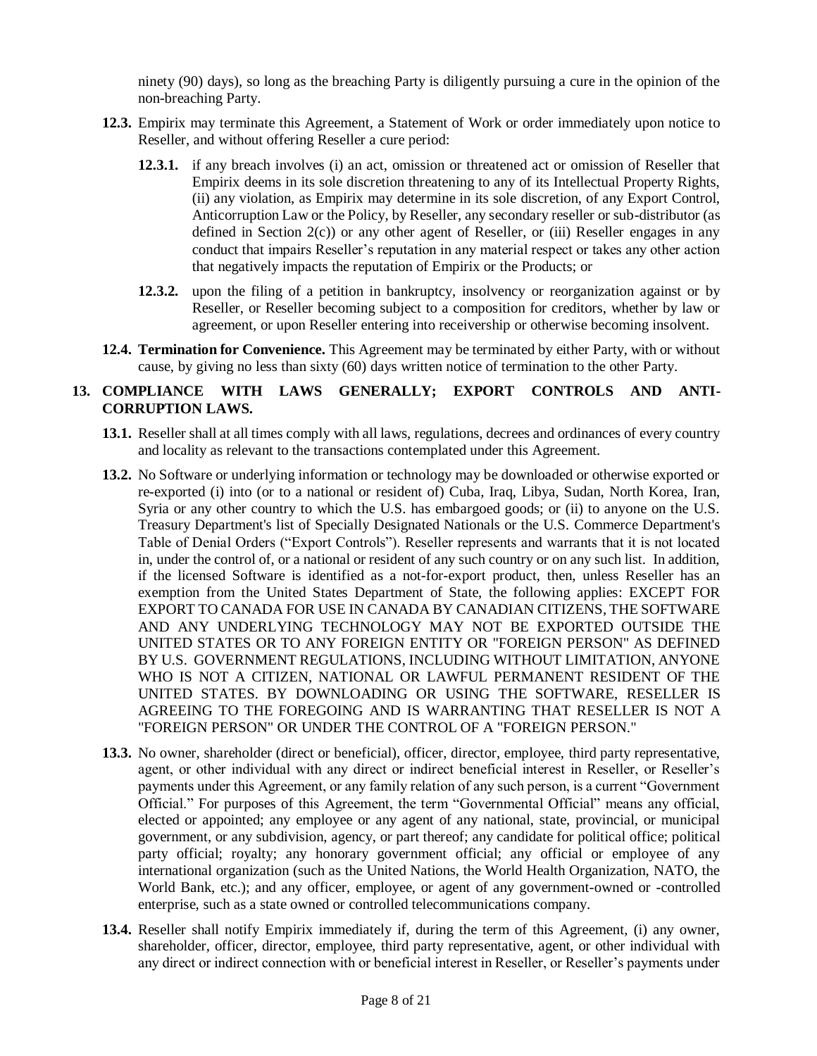ninety (90) days), so long as the breaching Party is diligently pursuing a cure in the opinion of the non-breaching Party.

**12.3.** Empirix may terminate this Agreement, a Statement of Work or order immediately upon notice to Reseller, and without offering Reseller a cure period:

**12.3.1.** if any breach involves (i) an act, omission or threatened act or omission of Reseller that Empirix deems in its sole discretion threatening to any of its Intellectual Property Rights, (ii) any violation, as Empirix may determine in its sole discretion, of any Export Control, Anticorruption Law or the Policy, by Reseller, any secondary reseller or sub-distributor (as defined in Section 2(c)) or any other agent of Reseller, or (iii) Reseller engages in any conduct that impairs Reseller's reputation in any material respect or takes any other action that negatively impacts the reputation of Empirix or the Products; or

**12.3.2.** upon the filing of a petition in bankruptcy, insolvency or reorganization against or by Reseller, or Reseller becoming subject to a composition for creditors, whether by law or agreement, or upon Reseller entering into receivership or otherwise becoming insolvent.

**12.4. Termination for Convenience.** This Agreement may be terminated by either Party, with or without cause, by giving no less than sixty (60) days written notice of termination to the other Party.

## 13. COMPLIANCE WITH LAWS GENERALLY; EXPORT CONTROLS AND ANTI-CORRUPTION LAWS.

**13.1.** Reseller shall at all times comply with all laws, regulations, decrees and ordinances of every country and locality as relevant to the transactions contemplated under this Agreement.

**13.2.** No Software or underlying information or technology may be downloaded or otherwise exported or re-exported (i) into (or to a national or resident of) Cuba, Iraq, Libya, Sudan, North Korea, Iran, Syria or any other country to which the U.S. has embargoed goods; or (ii) to anyone on the U.S. Treasury Department's list of Specially Designated Nationals or the U.S. Commerce Department's Table of Denial Orders ("Export Controls"). Reseller represents and warrants that it is not located in, under the control of, or a national or resident of any such country or on any such list. In addition, if the licensed Software is identified as a not-for-export product, then, unless Reseller has an exemption from the United States Department of State, the following applies: EXCEPT FOR EXPORT TO CANADA FOR USE IN CANADA BY CANADIAN CITIZENS, THE SOFTWARE AND ANY UNDERLYING TECHNOLOGY MAY NOT BE EXPORTED OUTSIDE THE UNITED STATES OR TO ANY FOREIGN ENTITY OR "FOREIGN PERSON" AS DEFINED BY U.S. GOVERNMENT REGULATIONS, INCLUDING WITHOUT LIMITATION, ANYONE WHO IS NOT A CITIZEN, NATIONAL OR LAWFUL PERMANENT RESIDENT OF THE UNITED STATES. BY DOWNLOADING OR USING THE SOFTWARE, RESELLER IS AGREEING TO THE FOREGOING AND IS WARRANTING THAT RESELLER IS NOT A "FOREIGN PERSON" OR UNDER THE CONTROL OF A "FOREIGN PERSON."

**13.3.** No owner, shareholder (direct or beneficial), officer, director, employee, third party representative, agent, or other individual with any direct or indirect beneficial interest in Reseller, or Reseller's payments under this Agreement, or any family relation of any such person, is a current "Government Official." For purposes of this Agreement, the term "Governmental Official" means any official, elected or appointed; any employee or any agent of any national, state, provincial, or municipal government, or any subdivision, agency, or part thereof; any candidate for political office; political party official; royalty; any honorary government official; any official or employee of any international organization (such as the United Nations, the World Health Organization, NATO, the World Bank, etc.); and any officer, employee, or agent of any government-owned or -controlled enterprise, such as a state owned or controlled telecommunications company.

**13.4.** Reseller shall notify Empirix immediately if, during the term of this Agreement, (i) any owner, shareholder, officer, director, employee, third party representative, agent, or other individual with any direct or indirect connection with or beneficial interest in Reseller, or Reseller's payments under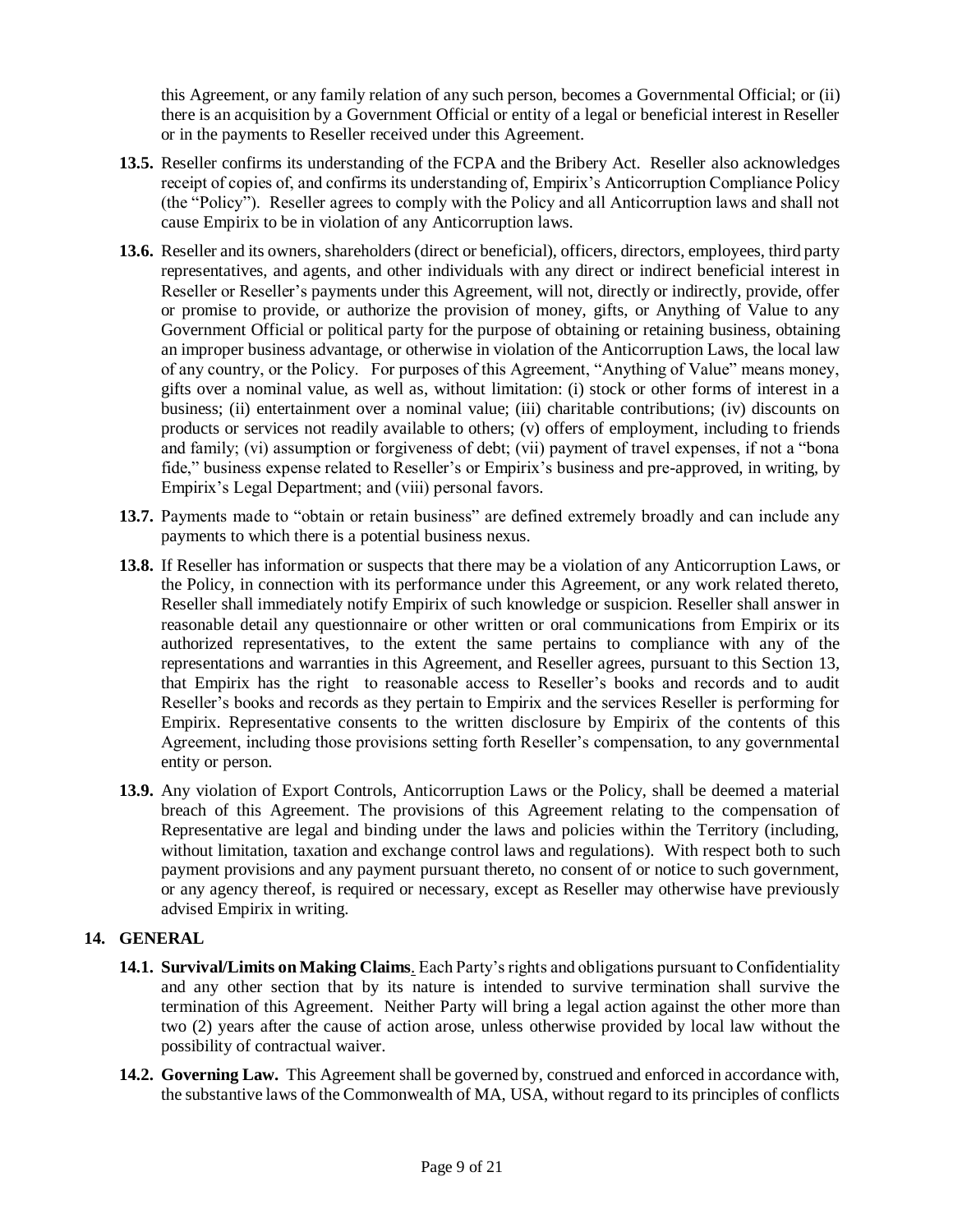this Agreement, or any family relation of any such person, becomes a Governmental Official; or (ii) there is an acquisition by a Government Official or entity of a legal or beneficial interest in Reseller or in the payments to Reseller received under this Agreement.

**13.5.** Reseller confirms its understanding of the FCPA and the Bribery Act. Reseller also acknowledges receipt of copies of, and confirms its understanding of, Empirix's Anticorruption Compliance Policy (the "Policy"). Reseller agrees to comply with the Policy and all Anticorruption laws and shall not cause Empirix to be in violation of any Anticorruption laws.

**13.6.** Reseller and its owners, shareholders (direct or beneficial), officers, directors, employees, third party representatives, and agents, and other individuals with any direct or indirect beneficial interest in Reseller or Reseller's payments under this Agreement, will not, directly or indirectly, provide, offer or promise to provide, or authorize the provision of money, gifts, or Anything of Value to any Government Official or political party for the purpose of obtaining or retaining business, obtaining an improper business advantage, or otherwise in violation of the Anticorruption Laws, the local law of any country, or the Policy. For purposes of this Agreement, "Anything of Value" means money, gifts over a nominal value, as well as, without limitation: (i) stock or other forms of interest in a business; (ii) entertainment over a nominal value; (iii) charitable contributions; (iv) discounts on products or services not readily available to others; (v) offers of employment, including to friends and family; (vi) assumption or forgiveness of debt; (vii) payment of travel expenses, if not a "bona fide," business expense related to Reseller's or Empirix's business and pre-approved, in writing, by Empirix's Legal Department; and (viii) personal favors.

**13.7.** Payments made to "obtain or retain business" are defined extremely broadly and can include any payments to which there is a potential business nexus.

**13.8.** If Reseller has information or suspects that there may be a violation of any Anticorruption Laws, or the Policy, in connection with its performance under this Agreement, or any work related thereto, Reseller shall immediately notify Empirix of such knowledge or suspicion. Reseller shall answer in reasonable detail any questionnaire or other written or oral communications from Empirix or its authorized representatives, to the extent the same pertains to compliance with any of the representations and warranties in this Agreement, and Reseller agrees, pursuant to this Section 13, that Empirix has the right to reasonable access to Reseller's books and records and to audit Reseller's books and records as they pertain to Empirix and the services Reseller is performing for Empirix. Representative consents to the written disclosure by Empirix of the contents of this Agreement, including those provisions setting forth Reseller's compensation, to any governmental entity or person.

**13.9.** Any violation of Export Controls, Anticorruption Laws or the Policy, shall be deemed a material breach of this Agreement. The provisions of this Agreement relating to the compensation of Representative are legal and binding under the laws and policies within the Territory (including, without limitation, taxation and exchange control laws and regulations). With respect both to such payment provisions and any payment pursuant thereto, no consent of or notice to such government, or any agency thereof, is required or necessary, except as Reseller may otherwise have previously advised Empirix in writing.

## 14. GENERAL

**14.1. Survival/Limits on Making Claims**. Each Party's rights and obligations pursuant to Confidentiality and any other section that by its nature is intended to survive termination shall survive the termination of this Agreement. Neither Party will bring a legal action against the other more than two (2) years after the cause of action arose, unless otherwise provided by local law without the possibility of contractual waiver.

**14.2. Governing Law.** This Agreement shall be governed by, construed and enforced in accordance with, the substantive laws of the Commonwealth of MA, USA, without regard to its principles of conflicts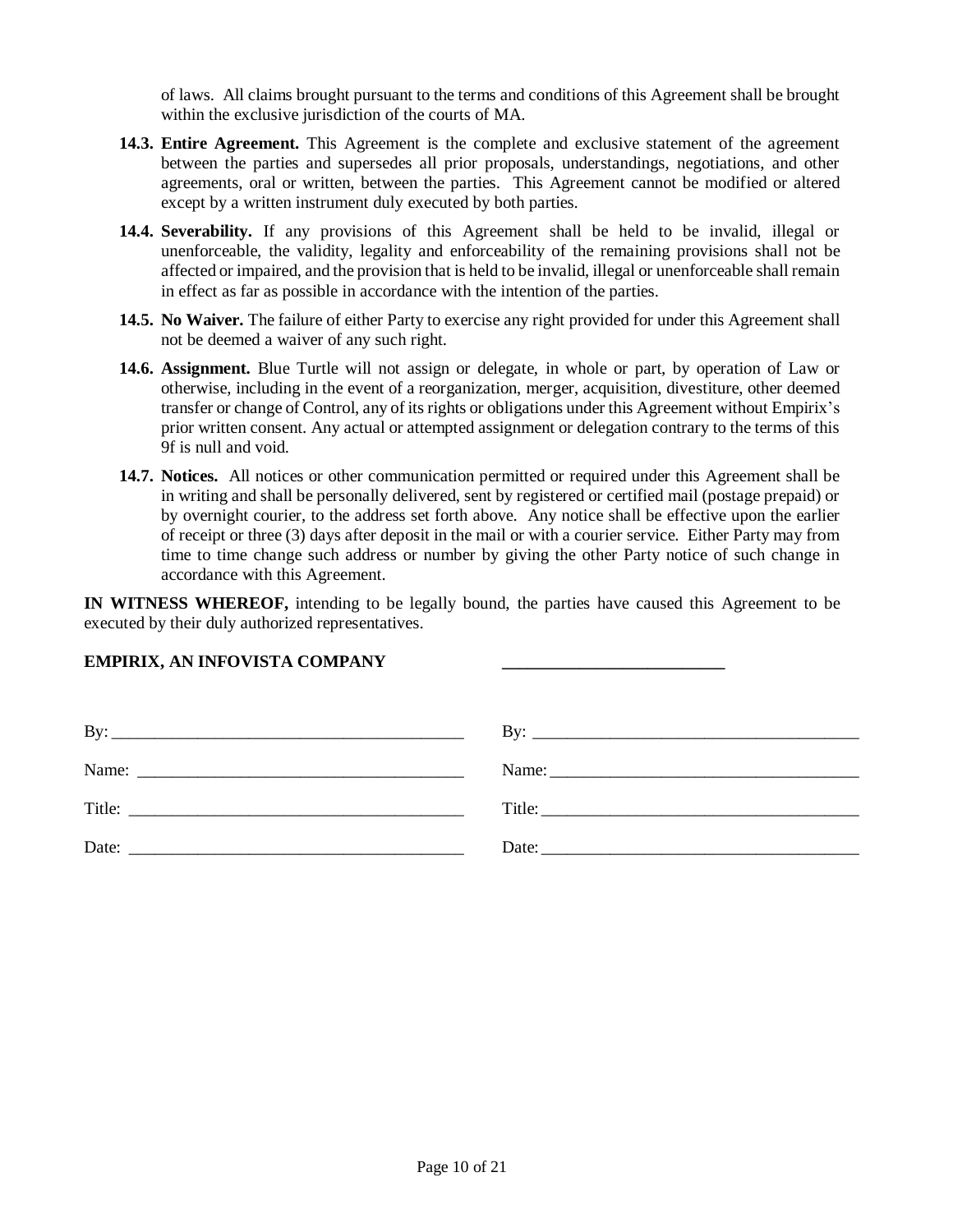of laws. All claims brought pursuant to the terms and conditions of this Agreement shall be brought within the exclusive jurisdiction of the courts of MA.

**14.3. Entire Agreement.** This Agreement is the complete and exclusive statement of the agreement between the parties and supersedes all prior proposals, understandings, negotiations, and other agreements, oral or written, between the parties. This Agreement cannot be modified or altered except by a written instrument duly executed by both parties.

**14.4. Severability.** If any provisions of this Agreement shall be held to be invalid, illegal or unenforceable, the validity, legality and enforceability of the remaining provisions shall not be affected or impaired, and the provision that is held to be invalid, illegal or unenforceable shall remain in effect as far as possible in accordance with the intention of the parties.

**14.5. No Waiver.** The failure of either Party to exercise any right provided for under this Agreement shall not be deemed a waiver of any such right.

**14.6. Assignment.** Blue Turtle will not assign or delegate, in whole or part, by operation of Law or otherwise, including in the event of a reorganization, merger, acquisition, divestiture, other deemed transfer or change of Control, any of its rights or obligations under this Agreement without Empirix's prior written consent. Any actual or attempted assignment or delegation contrary to the terms of this 9f is null and void.

**14.7. Notices.** All notices or other communication permitted or required under this Agreement shall be in writing and shall be personally delivered, sent by registered or certified mail (postage prepaid) or by overnight courier, to the address set forth above. Any notice shall be effective upon the earlier of receipt or three (3) days after deposit in the mail or with a courier service. Either Party may from time to time change such address or number by giving the other Party notice of such change in accordance with this Agreement.

**IN WITNESS WHEREOF,** intending to be legally bound, the parties have caused this Agreement to be executed by their duly authorized representatives.

| **EMPIRIX, AN INFOVISTA COMPANY** | **\_\_\_\_\_\_\_\_\_\_\_\_\_\_\_\_\_\_\_\_\_\_\_\_\_\_\_** |
|---|---|
| By: \_\_\_\_\_\_\_\_\_\_\_\_\_\_\_\_\_\_\_\_\_\_\_\_\_\_\_\_\_\_\_\_\_\_\_\_\_\_\_ | By: \_\_\_\_\_\_\_\_\_\_\_\_\_\_\_\_\_\_\_\_\_\_\_\_\_\_\_\_\_\_\_\_\_\_\_\_\_\_\_ |
| Name: \_\_\_\_\_\_\_\_\_\_\_\_\_\_\_\_\_\_\_\_\_\_\_\_\_\_\_\_\_\_\_\_\_\_\_\_\_ | Name: \_\_\_\_\_\_\_\_\_\_\_\_\_\_\_\_\_\_\_\_\_\_\_\_\_\_\_\_\_\_\_\_\_\_\_\_\_ |
| Title: \_\_\_\_\_\_\_\_\_\_\_\_\_\_\_\_\_\_\_\_\_\_\_\_\_\_\_\_\_\_\_\_\_\_\_\_\_\_ | Title: \_\_\_\_\_\_\_\_\_\_\_\_\_\_\_\_\_\_\_\_\_\_\_\_\_\_\_\_\_\_\_\_\_\_\_\_\_\_ |
| Date: \_\_\_\_\_\_\_\_\_\_\_\_\_\_\_\_\_\_\_\_\_\_\_\_\_\_\_\_\_\_\_\_\_\_\_\_\_\_ | Date: \_\_\_\_\_\_\_\_\_\_\_\_\_\_\_\_\_\_\_\_\_\_\_\_\_\_\_\_\_\_\_\_\_\_\_\_\_\_ |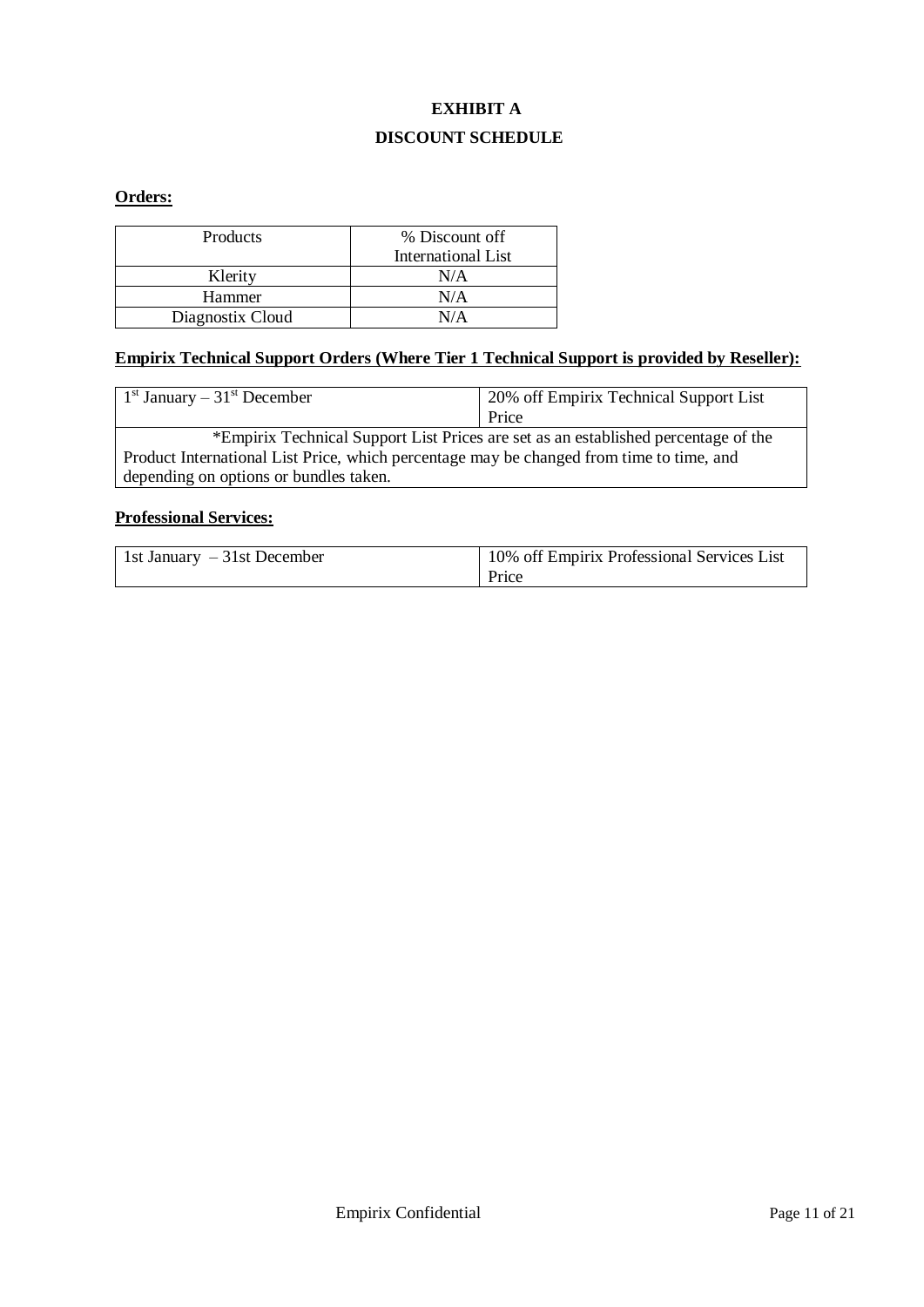# EXHIBIT A

## DISCOUNT SCHEDULE

**Orders:**

| Products | % Discount off International List |
|---|---|
| Klerity | N/A |
| Hammer | N/A |
| Diagnostix Cloud | N/A |

**Empirix Technical Support Orders (Where Tier 1 Technical Support is provided by Reseller):**

| 1st January – 31st December | 20% off Empirix Technical Support List Price |
|---|---|
| *Empirix Technical Support List Prices are set as an established percentage of the Product International List Price, which percentage may be changed from time to time, and depending on options or bundles taken. | |

**Professional Services:**

| 1st January – 31st December | 10% off Empirix Professional Services List Price |
|---|---|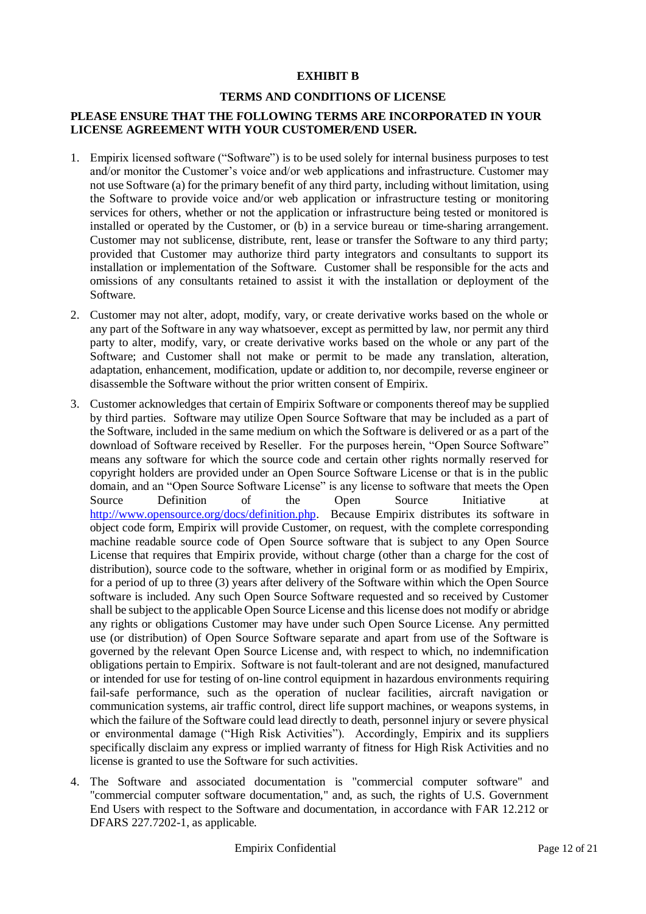# EXHIBIT B

## TERMS AND CONDITIONS OF LICENSE

**PLEASE ENSURE THAT THE FOLLOWING TERMS ARE INCORPORATED IN YOUR LICENSE AGREEMENT WITH YOUR CUSTOMER/END USER.**

1. Empirix licensed software ("Software") is to be used solely for internal business purposes to test and/or monitor the Customer's voice and/or web applications and infrastructure. Customer may not use Software (a) for the primary benefit of any third party, including without limitation, using the Software to provide voice and/or web application or infrastructure testing or monitoring services for others, whether or not the application or infrastructure being tested or monitored is installed or operated by the Customer, or (b) in a service bureau or time-sharing arrangement. Customer may not sublicense, distribute, rent, lease or transfer the Software to any third party; provided that Customer may authorize third party integrators and consultants to support its installation or implementation of the Software. Customer shall be responsible for the acts and omissions of any consultants retained to assist it with the installation or deployment of the Software.

2. Customer may not alter, adopt, modify, vary, or create derivative works based on the whole or any part of the Software in any way whatsoever, except as permitted by law, nor permit any third party to alter, modify, vary, or create derivative works based on the whole or any part of the Software; and Customer shall not make or permit to be made any translation, alteration, adaptation, enhancement, modification, update or addition to, nor decompile, reverse engineer or disassemble the Software without the prior written consent of Empirix.

3. Customer acknowledges that certain of Empirix Software or components thereof may be supplied by third parties. Software may utilize Open Source Software that may be included as a part of the Software, included in the same medium on which the Software is delivered or as a part of the download of Software received by Reseller. For the purposes herein, "Open Source Software" means any software for which the source code and certain other rights normally reserved for copyright holders are provided under an Open Source Software License or that is in the public domain, and an "Open Source Software License" is any license to software that meets the Open Source Definition of the Open Source Initiative at http://www.opensource.org/docs/definition.php. Because Empirix distributes its software in object code form, Empirix will provide Customer, on request, with the complete corresponding machine readable source code of Open Source software that is subject to any Open Source License that requires that Empirix provide, without charge (other than a charge for the cost of distribution), source code to the software, whether in original form or as modified by Empirix, for a period of up to three (3) years after delivery of the Software within which the Open Source software is included. Any such Open Source Software requested and so received by Customer shall be subject to the applicable Open Source License and this license does not modify or abridge any rights or obligations Customer may have under such Open Source License. Any permitted use (or distribution) of Open Source Software separate and apart from use of the Software is governed by the relevant Open Source License and, with respect to which, no indemnification obligations pertain to Empirix. Software is not fault-tolerant and are not designed, manufactured or intended for use for testing of on-line control equipment in hazardous environments requiring fail-safe performance, such as the operation of nuclear facilities, aircraft navigation or communication systems, air traffic control, direct life support machines, or weapons systems, in which the failure of the Software could lead directly to death, personnel injury or severe physical or environmental damage ("High Risk Activities"). Accordingly, Empirix and its suppliers specifically disclaim any express or implied warranty of fitness for High Risk Activities and no license is granted to use the Software for such activities.

4. The Software and associated documentation is "commercial computer software" and "commercial computer software documentation," and, as such, the rights of U.S. Government End Users with respect to the Software and documentation, in accordance with FAR 12.212 or DFARS 227.7202-1, as applicable.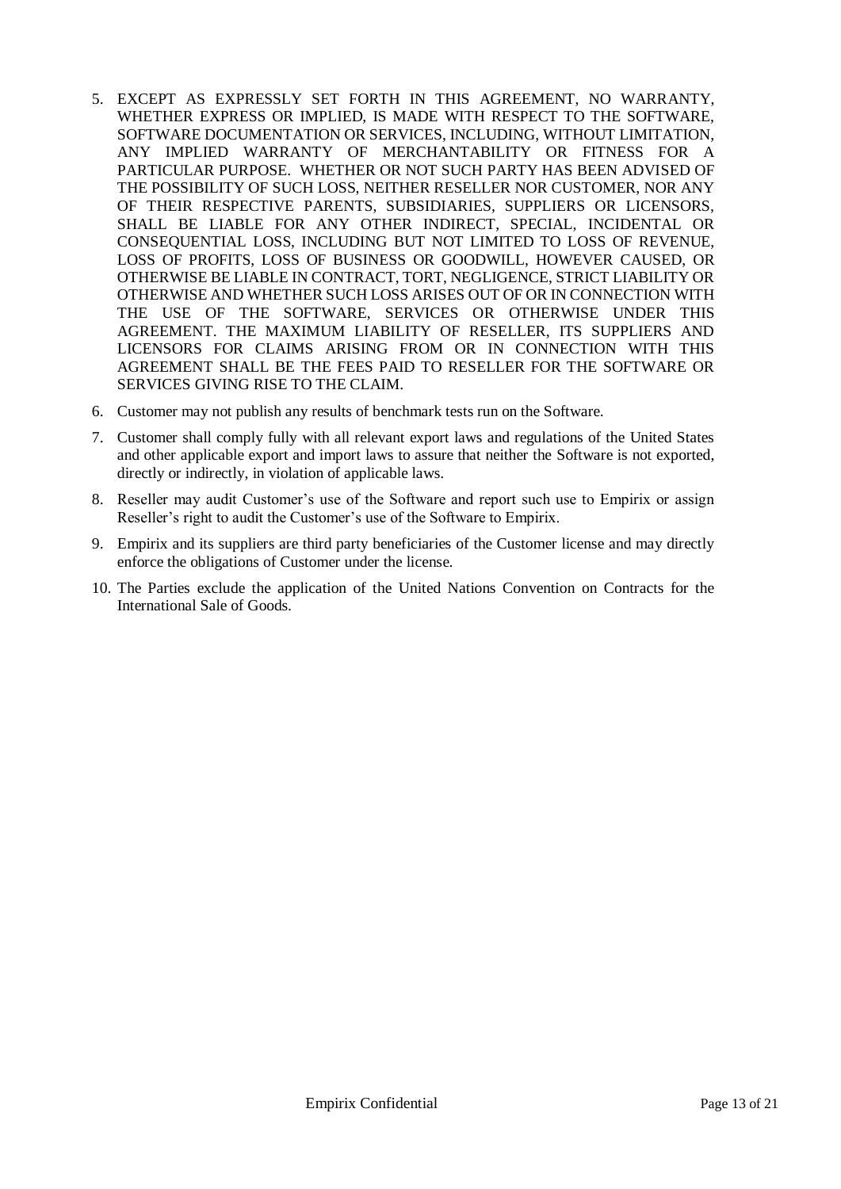5. EXCEPT AS EXPRESSLY SET FORTH IN THIS AGREEMENT, NO WARRANTY, WHETHER EXPRESS OR IMPLIED, IS MADE WITH RESPECT TO THE SOFTWARE, SOFTWARE DOCUMENTATION OR SERVICES, INCLUDING, WITHOUT LIMITATION, ANY IMPLIED WARRANTY OF MERCHANTABILITY OR FITNESS FOR A PARTICULAR PURPOSE. WHETHER OR NOT SUCH PARTY HAS BEEN ADVISED OF THE POSSIBILITY OF SUCH LOSS, NEITHER RESELLER NOR CUSTOMER, NOR ANY OF THEIR RESPECTIVE PARENTS, SUBSIDIARIES, SUPPLIERS OR LICENSORS, SHALL BE LIABLE FOR ANY OTHER INDIRECT, SPECIAL, INCIDENTAL OR CONSEQUENTIAL LOSS, INCLUDING BUT NOT LIMITED TO LOSS OF REVENUE, LOSS OF PROFITS, LOSS OF BUSINESS OR GOODWILL, HOWEVER CAUSED, OR OTHERWISE BE LIABLE IN CONTRACT, TORT, NEGLIGENCE, STRICT LIABILITY OR OTHERWISE AND WHETHER SUCH LOSS ARISES OUT OF OR IN CONNECTION WITH THE USE OF THE SOFTWARE, SERVICES OR OTHERWISE UNDER THIS AGREEMENT. THE MAXIMUM LIABILITY OF RESELLER, ITS SUPPLIERS AND LICENSORS FOR CLAIMS ARISING FROM OR IN CONNECTION WITH THIS AGREEMENT SHALL BE THE FEES PAID TO RESELLER FOR THE SOFTWARE OR SERVICES GIVING RISE TO THE CLAIM.
6. Customer may not publish any results of benchmark tests run on the Software.
7. Customer shall comply fully with all relevant export laws and regulations of the United States and other applicable export and import laws to assure that neither the Software is not exported, directly or indirectly, in violation of applicable laws.
8. Reseller may audit Customer's use of the Software and report such use to Empirix or assign Reseller's right to audit the Customer's use of the Software to Empirix.
9. Empirix and its suppliers are third party beneficiaries of the Customer license and may directly enforce the obligations of Customer under the license.
10. The Parties exclude the application of the United Nations Convention on Contracts for the International Sale of Goods.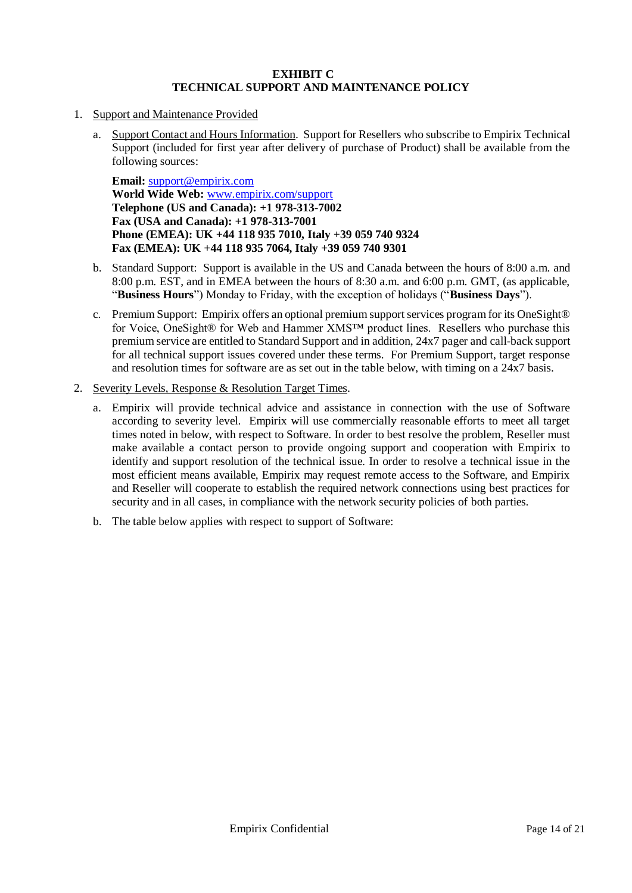# EXHIBIT C
## TECHNICAL SUPPORT AND MAINTENANCE POLICY

1. Support and Maintenance Provided

   a. Support Contact and Hours Information. Support for Resellers who subscribe to Empirix Technical Support (included for first year after delivery of purchase of Product) shall be available from the following sources:

      **Email:** support@empirix.com
      **World Wide Web:** www.empirix.com/support
      **Telephone (US and Canada): +1 978-313-7002**
      **Fax (USA and Canada): +1 978-313-7001**
      **Phone (EMEA): UK +44 118 935 7010, Italy +39 059 740 9324**
      **Fax (EMEA): UK +44 118 935 7064, Italy +39 059 740 9301**

   b. Standard Support: Support is available in the US and Canada between the hours of 8:00 a.m. and 8:00 p.m. EST, and in EMEA between the hours of 8:30 a.m. and 6:00 p.m. GMT, (as applicable, "**Business Hours**") Monday to Friday, with the exception of holidays ("**Business Days**").

   c. Premium Support: Empirix offers an optional premium support services program for its OneSight® for Voice, OneSight® for Web and Hammer XMS™ product lines. Resellers who purchase this premium service are entitled to Standard Support and in addition, 24x7 pager and call-back support for all technical support issues covered under these terms. For Premium Support, target response and resolution times for software are as set out in the table below, with timing on a 24x7 basis.

2. Severity Levels, Response & Resolution Target Times.

   a. Empirix will provide technical advice and assistance in connection with the use of Software according to severity level. Empirix will use commercially reasonable efforts to meet all target times noted in below, with respect to Software. In order to best resolve the problem, Reseller must make available a contact person to provide ongoing support and cooperation with Empirix to identify and support resolution of the technical issue. In order to resolve a technical issue in the most efficient means available, Empirix may request remote access to the Software, and Empirix and Reseller will cooperate to establish the required network connections using best practices for security and in all cases, in compliance with the network security policies of both parties.

   b. The table below applies with respect to support of Software: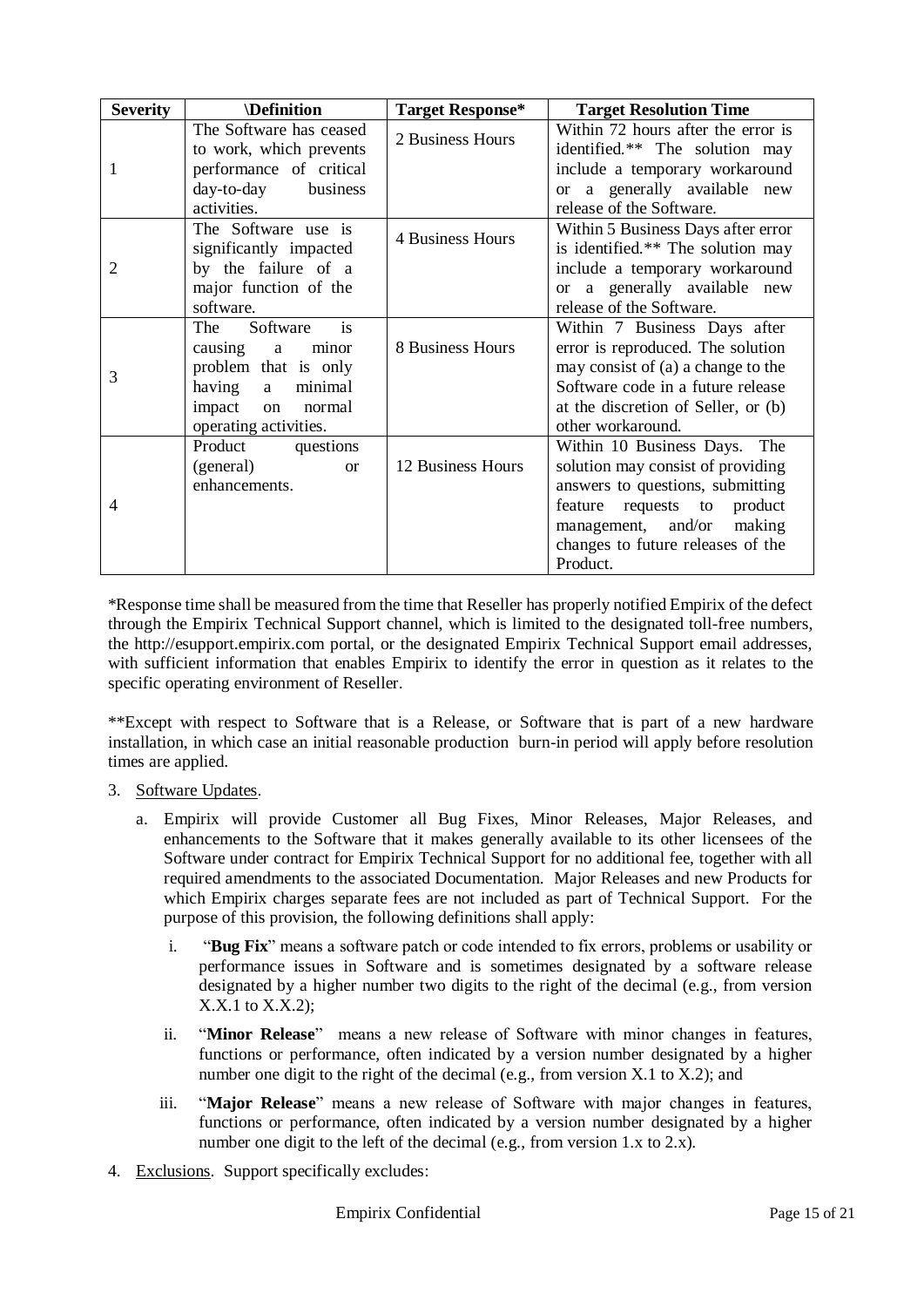| Severity | \Definition | Target Response* | Target Resolution Time |
|---|---|---|---|
| 1 | The Software has ceased to work, which prevents performance of critical day-to-day business activities. | 2 Business Hours | Within 72 hours after the error is identified.** The solution may include a temporary workaround or a generally available new release of the Software. |
| 2 | The Software use is significantly impacted by the failure of a major function of the software. | 4 Business Hours | Within 5 Business Days after error is identified.** The solution may include a temporary workaround or a generally available new release of the Software. |
| 3 | The Software is causing a minor problem that is only having a minimal impact on normal operating activities. | 8 Business Hours | Within 7 Business Days after error is reproduced. The solution may consist of (a) a change to the Software code in a future release at the discretion of Seller, or (b) other workaround. |
| 4 | Product questions (general) or enhancements. | 12 Business Hours | Within 10 Business Days. The solution may consist of providing answers to questions, submitting feature requests to product management, and/or making changes to future releases of the Product. |

*Response time shall be measured from the time that Reseller has properly notified Empirix of the defect through the Empirix Technical Support channel, which is limited to the designated toll-free numbers, the http://esupport.empirix.com portal, or the designated Empirix Technical Support email addresses, with sufficient information that enables Empirix to identify the error in question as it relates to the specific operating environment of Reseller.

**Except with respect to Software that is a Release, or Software that is part of a new hardware installation, in which case an initial reasonable production burn-in period will apply before resolution times are applied.

3. <u>Software Updates</u>.

   a. Empirix will provide Customer all Bug Fixes, Minor Releases, Major Releases, and enhancements to the Software that it makes generally available to its other licensees of the Software under contract for Empirix Technical Support for no additional fee, together with all required amendments to the associated Documentation. Major Releases and new Products for which Empirix charges separate fees are not included as part of Technical Support. For the purpose of this provision, the following definitions shall apply:

      i. "**Bug Fix**" means a software patch or code intended to fix errors, problems or usability or performance issues in Software and is sometimes designated by a software release designated by a higher number two digits to the right of the decimal (e.g., from version X.X.1 to X.X.2);

      ii. "**Minor Release**" means a new release of Software with minor changes in features, functions or performance, often indicated by a version number designated by a higher number one digit to the right of the decimal (e.g., from version X.1 to X.2); and

      iii. "**Major Release**" means a new release of Software with major changes in features, functions or performance, often indicated by a version number designated by a higher number one digit to the left of the decimal (e.g., from version 1.x to 2.x).

4. <u>Exclusions</u>. Support specifically excludes: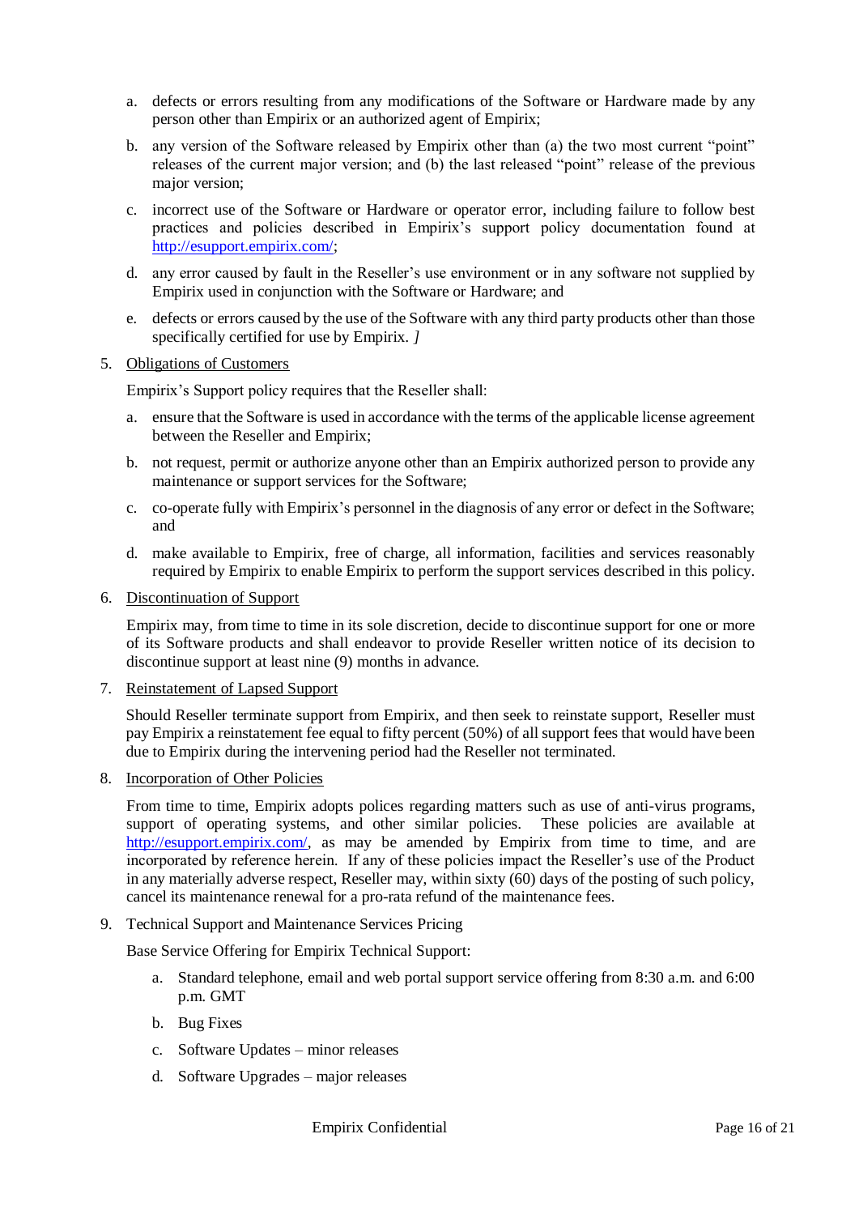a. defects or errors resulting from any modifications of the Software or Hardware made by any person other than Empirix or an authorized agent of Empirix;

b. any version of the Software released by Empirix other than (a) the two most current "point" releases of the current major version; and (b) the last released "point" release of the previous major version;

c. incorrect use of the Software or Hardware or operator error, including failure to follow best practices and policies described in Empirix's support policy documentation found at http://esupport.empirix.com/;

d. any error caused by fault in the Reseller's use environment or in any software not supplied by Empirix used in conjunction with the Software or Hardware; and

e. defects or errors caused by the use of the Software with any third party products other than those specifically certified for use by Empirix. *]*

5. Obligations of Customers

   Empirix's Support policy requires that the Reseller shall:

   a. ensure that the Software is used in accordance with the terms of the applicable license agreement between the Reseller and Empirix;

   b. not request, permit or authorize anyone other than an Empirix authorized person to provide any maintenance or support services for the Software;

   c. co-operate fully with Empirix's personnel in the diagnosis of any error or defect in the Software; and

   d. make available to Empirix, free of charge, all information, facilities and services reasonably required by Empirix to enable Empirix to perform the support services described in this policy.

6. Discontinuation of Support

   Empirix may, from time to time in its sole discretion, decide to discontinue support for one or more of its Software products and shall endeavor to provide Reseller written notice of its decision to discontinue support at least nine (9) months in advance.

7. Reinstatement of Lapsed Support

   Should Reseller terminate support from Empirix, and then seek to reinstate support, Reseller must pay Empirix a reinstatement fee equal to fifty percent (50%) of all support fees that would have been due to Empirix during the intervening period had the Reseller not terminated.

8. Incorporation of Other Policies

   From time to time, Empirix adopts polices regarding matters such as use of anti-virus programs, support of operating systems, and other similar policies. These policies are available at http://esupport.empirix.com/, as may be amended by Empirix from time to time, and are incorporated by reference herein. If any of these policies impact the Reseller's use of the Product in any materially adverse respect, Reseller may, within sixty (60) days of the posting of such policy, cancel its maintenance renewal for a pro-rata refund of the maintenance fees.

9. Technical Support and Maintenance Services Pricing

   Base Service Offering for Empirix Technical Support:

   a. Standard telephone, email and web portal support service offering from 8:30 a.m. and 6:00 p.m. GMT

   b. Bug Fixes

   c. Software Updates – minor releases

   d. Software Upgrades – major releases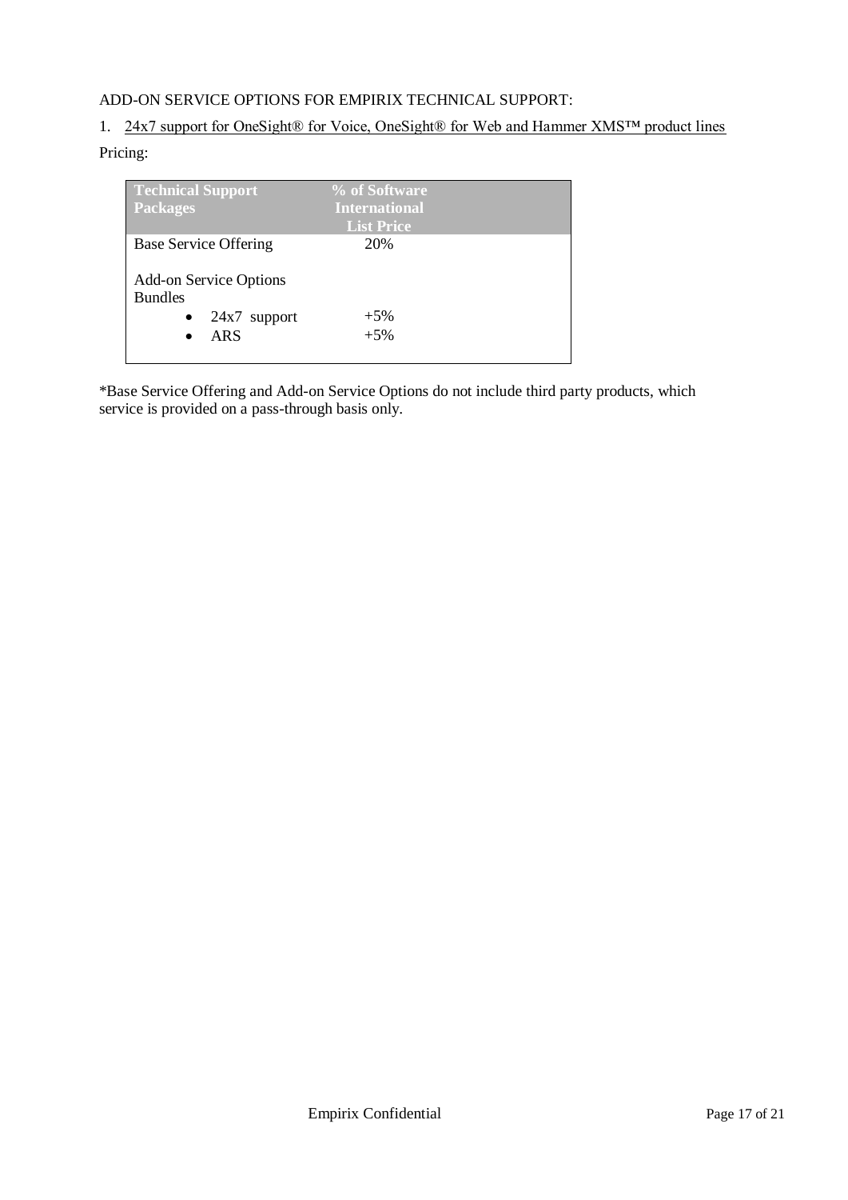ADD-ON SERVICE OPTIONS FOR EMPIRIX TECHNICAL SUPPORT:

1. 24x7 support for OneSight® for Voice, OneSight® for Web and Hammer XMS™ product lines

Pricing:

| Technical Support Packages | % of Software International List Price |
|---|---|
| Base Service Offering | 20% |
| Add-on Service Options Bundles | |
| • 24x7 support | +5% |
| • ARS | +5% |

*Base Service Offering and Add-on Service Options do not include third party products, which service is provided on a pass-through basis only.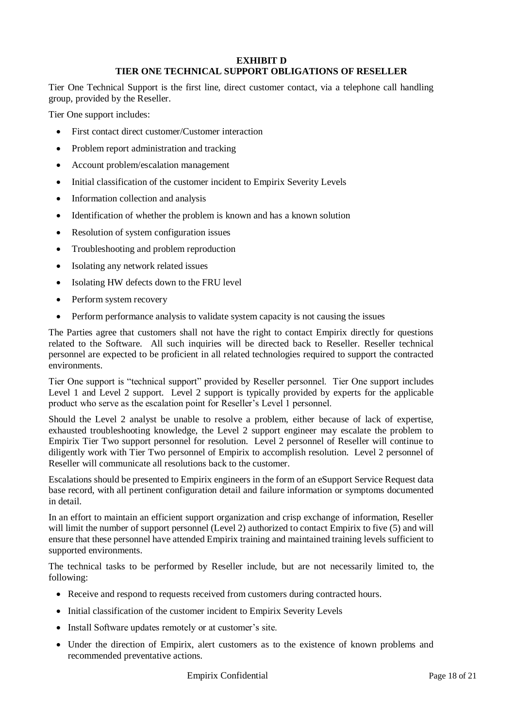# EXHIBIT D
## TIER ONE TECHNICAL SUPPORT OBLIGATIONS OF RESELLER

Tier One Technical Support is the first line, direct customer contact, via a telephone call handling group, provided by the Reseller.

Tier One support includes:

- First contact direct customer/Customer interaction
- Problem report administration and tracking
- Account problem/escalation management
- Initial classification of the customer incident to Empirix Severity Levels
- Information collection and analysis
- Identification of whether the problem is known and has a known solution
- Resolution of system configuration issues
- Troubleshooting and problem reproduction
- Isolating any network related issues
- Isolating HW defects down to the FRU level
- Perform system recovery
- Perform performance analysis to validate system capacity is not causing the issues

The Parties agree that customers shall not have the right to contact Empirix directly for questions related to the Software. All such inquiries will be directed back to Reseller. Reseller technical personnel are expected to be proficient in all related technologies required to support the contracted environments.

Tier One support is "technical support" provided by Reseller personnel. Tier One support includes Level 1 and Level 2 support. Level 2 support is typically provided by experts for the applicable product who serve as the escalation point for Reseller's Level 1 personnel.

Should the Level 2 analyst be unable to resolve a problem, either because of lack of expertise, exhausted troubleshooting knowledge, the Level 2 support engineer may escalate the problem to Empirix Tier Two support personnel for resolution. Level 2 personnel of Reseller will continue to diligently work with Tier Two personnel of Empirix to accomplish resolution. Level 2 personnel of Reseller will communicate all resolutions back to the customer.

Escalations should be presented to Empirix engineers in the form of an eSupport Service Request data base record, with all pertinent configuration detail and failure information or symptoms documented in detail.

In an effort to maintain an efficient support organization and crisp exchange of information, Reseller will limit the number of support personnel (Level 2) authorized to contact Empirix to five (5) and will ensure that these personnel have attended Empirix training and maintained training levels sufficient to supported environments.

The technical tasks to be performed by Reseller include, but are not necessarily limited to, the following:

- Receive and respond to requests received from customers during contracted hours.
- Initial classification of the customer incident to Empirix Severity Levels
- Install Software updates remotely or at customer's site.
- Under the direction of Empirix, alert customers as to the existence of known problems and recommended preventative actions.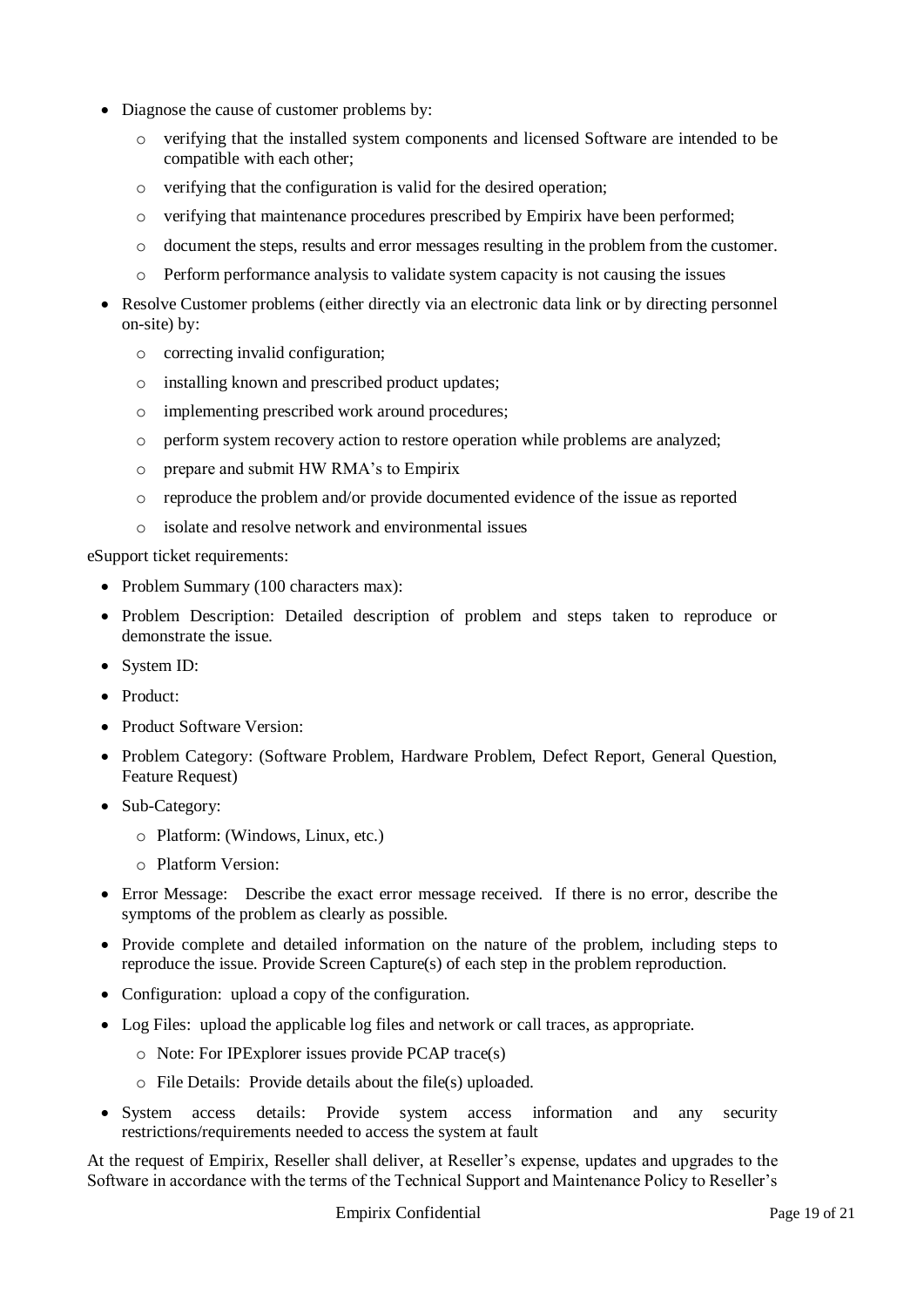- Diagnose the cause of customer problems by:
  - verifying that the installed system components and licensed Software are intended to be compatible with each other;
  - verifying that the configuration is valid for the desired operation;
  - verifying that maintenance procedures prescribed by Empirix have been performed;
  - document the steps, results and error messages resulting in the problem from the customer.
  - Perform performance analysis to validate system capacity is not causing the issues
- Resolve Customer problems (either directly via an electronic data link or by directing personnel on-site) by:
  - correcting invalid configuration;
  - installing known and prescribed product updates;
  - implementing prescribed work around procedures;
  - perform system recovery action to restore operation while problems are analyzed;
  - prepare and submit HW RMA's to Empirix
  - reproduce the problem and/or provide documented evidence of the issue as reported
  - isolate and resolve network and environmental issues

eSupport ticket requirements:

- Problem Summary (100 characters max):
- Problem Description: Detailed description of problem and steps taken to reproduce or demonstrate the issue.
- System ID:
- Product:
- Product Software Version:
- Problem Category: (Software Problem, Hardware Problem, Defect Report, General Question, Feature Request)
- Sub-Category:
  - Platform: (Windows, Linux, etc.)
  - Platform Version:
- Error Message: Describe the exact error message received. If there is no error, describe the symptoms of the problem as clearly as possible.
- Provide complete and detailed information on the nature of the problem, including steps to reproduce the issue. Provide Screen Capture(s) of each step in the problem reproduction.
- Configuration: upload a copy of the configuration.
- Log Files: upload the applicable log files and network or call traces, as appropriate.
  - Note: For IPExplorer issues provide PCAP trace(s)
  - File Details: Provide details about the file(s) uploaded.
- System access details: Provide system access information and any security restrictions/requirements needed to access the system at fault

At the request of Empirix, Reseller shall deliver, at Reseller's expense, updates and upgrades to the Software in accordance with the terms of the Technical Support and Maintenance Policy to Reseller's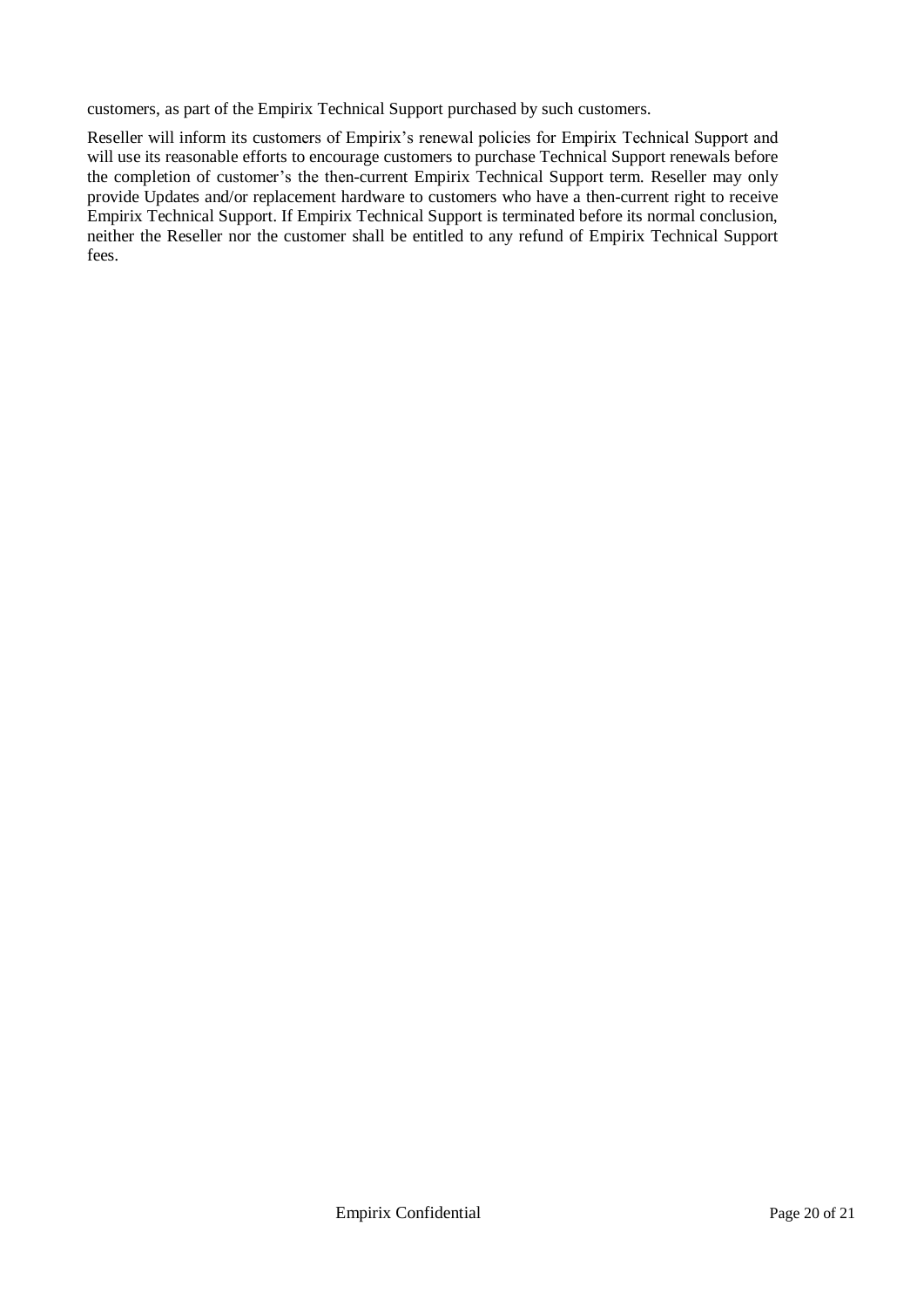customers, as part of the Empirix Technical Support purchased by such customers.

Reseller will inform its customers of Empirix's renewal policies for Empirix Technical Support and will use its reasonable efforts to encourage customers to purchase Technical Support renewals before the completion of customer's the then-current Empirix Technical Support term. Reseller may only provide Updates and/or replacement hardware to customers who have a then-current right to receive Empirix Technical Support. If Empirix Technical Support is terminated before its normal conclusion, neither the Reseller nor the customer shall be entitled to any refund of Empirix Technical Support fees.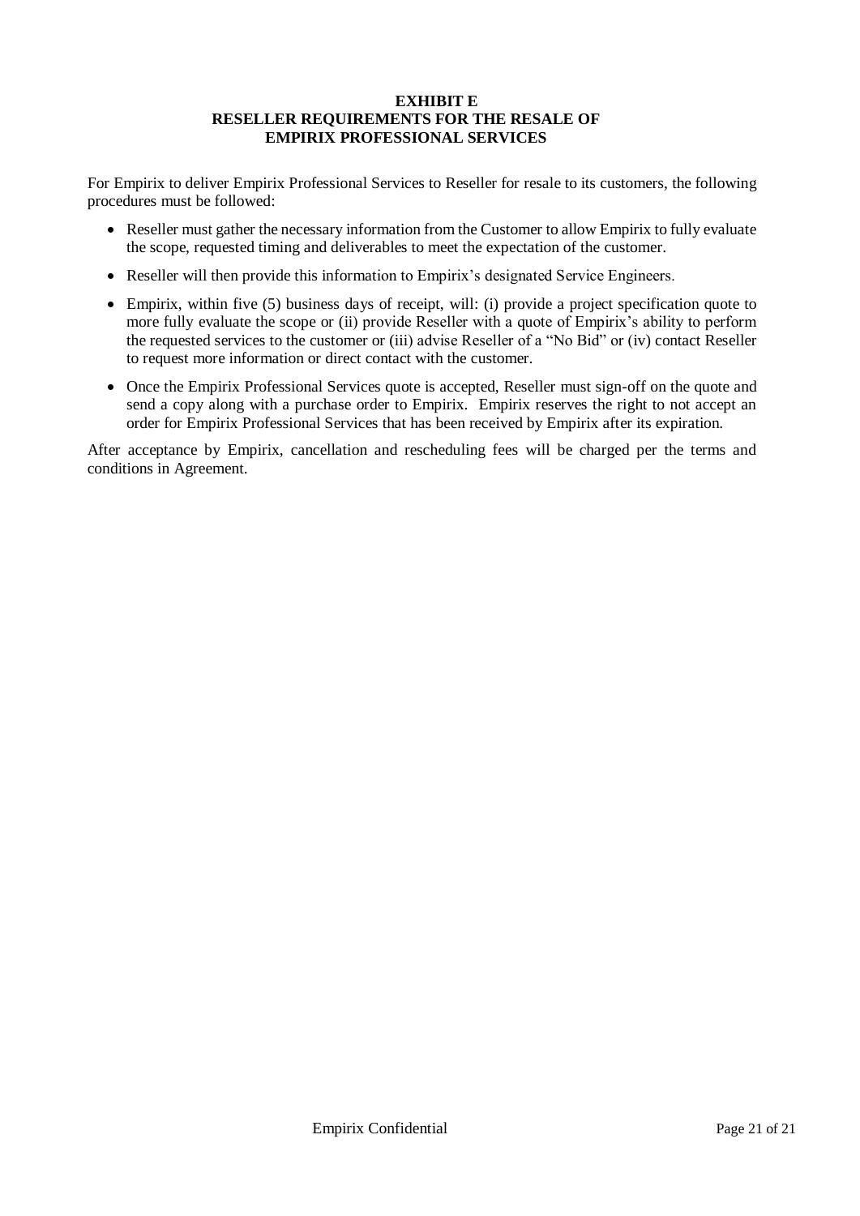**EXHIBIT E**
**RESELLER REQUIREMENTS FOR THE RESALE OF**
**EMPIRIX PROFESSIONAL SERVICES**

For Empirix to deliver Empirix Professional Services to Reseller for resale to its customers, the following procedures must be followed:

- Reseller must gather the necessary information from the Customer to allow Empirix to fully evaluate the scope, requested timing and deliverables to meet the expectation of the customer.
- Reseller will then provide this information to Empirix's designated Service Engineers.
- Empirix, within five (5) business days of receipt, will: (i) provide a project specification quote to more fully evaluate the scope or (ii) provide Reseller with a quote of Empirix's ability to perform the requested services to the customer or (iii) advise Reseller of a "No Bid" or (iv) contact Reseller to request more information or direct contact with the customer.
- Once the Empirix Professional Services quote is accepted, Reseller must sign-off on the quote and send a copy along with a purchase order to Empirix. Empirix reserves the right to not accept an order for Empirix Professional Services that has been received by Empirix after its expiration.

After acceptance by Empirix, cancellation and rescheduling fees will be charged per the terms and conditions in Agreement.

Empirix Confidential